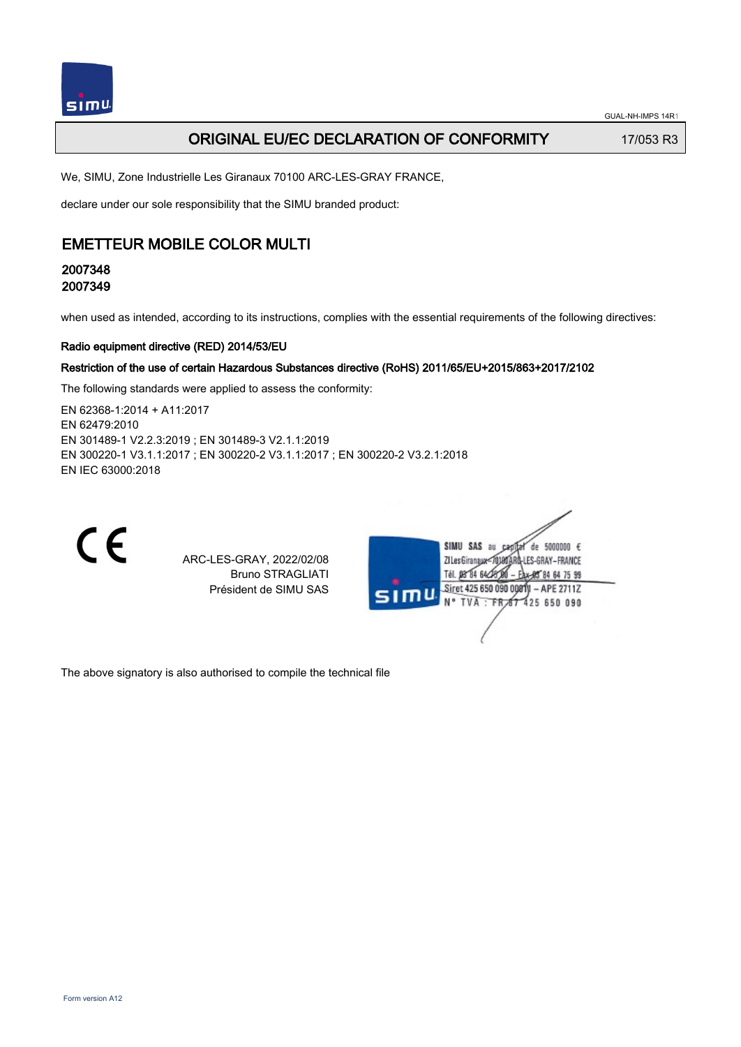# ORIGINAL EU/EC DECLARATION OF CONFORMITY

17/053 R3

We, SIMU, Zone Industrielle Les Giranaux 70100 ARC-LES-GRAY FRANCE,

declare under our sole responsibility that the SIMU branded product:

## EMETTEUR MOBILE COLOR MULTI

### 2007348
### 2007349

when used as intended, according to its instructions, complies with the essential requirements of the following directives:

**Radio equipment directive (RED) 2014/53/EU**

**Restriction of the use of certain Hazardous Substances directive (RoHS) 2011/65/EU+2015/863+2017/2102**

The following standards were applied to assess the conformity:

EN 62368-1:2014 + A11:2017
EN 62479:2010
EN 301489-1 V2.2.3:2019 ; EN 301489-3 V2.1.1:2019
EN 300220-1 V3.1.1:2017 ; EN 300220-2 V3.1.1:2017 ; EN 300220-2 V3.2.1:2018
EN IEC 63000:2018

CE

ARC-LES-GRAY, 2022/02/08
Bruno STRAGLIATI
Président de SIMU SAS

SIMU SAS au capital de 5000000 €
ZI Les Giranaux 70100 ARC-LES-GRAY-FRANCE
Tél. 03 84 64 75 00 – Fax 03 84 64 75 99
Siret 425 650 090 00011 – APE 2711Z
N° TVA : FR 87 425 650 090

The above signatory is also authorised to compile the technical file

Form version A12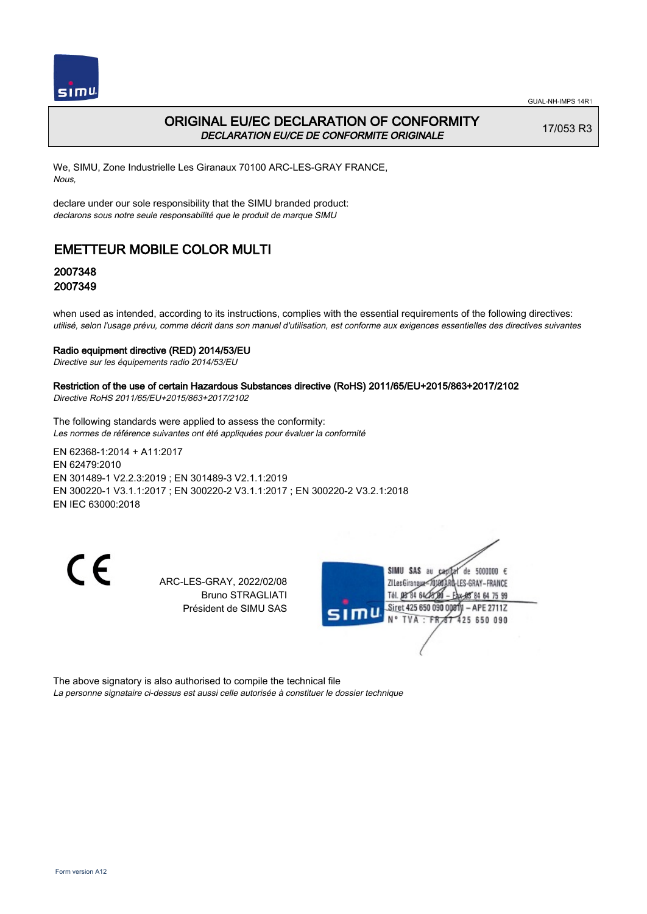GUAL-NH-IMPS 14R1

# ORIGINAL EU/EC DECLARATION OF CONFORMITY

*DECLARATION EU/CE DE CONFORMITE ORIGINALE*

17/053 R3

We, SIMU, Zone Industrielle Les Giranaux 70100 ARC-LES-GRAY FRANCE,
*Nous,*

declare under our sole responsibility that the SIMU branded product:
*declarons sous notre seule responsabilité que le produit de marque SIMU*

## EMETTEUR MOBILE COLOR MULTI

### 2007348
### 2007349

when used as intended, according to its instructions, complies with the essential requirements of the following directives:
*utilisé, selon l'usage prévu, comme décrit dans son manuel d'utilisation, est conforme aux exigences essentielles des directives suivantes*

**Radio equipment directive (RED) 2014/53/EU**
*Directive sur les équipements radio 2014/53/EU*

**Restriction of the use of certain Hazardous Substances directive (RoHS) 2011/65/EU+2015/863+2017/2102**
*Directive RoHS 2011/65/EU+2015/863+2017/2102*

The following standards were applied to assess the conformity:
*Les normes de référence suivantes ont été appliquées pour évaluer la conformité*

EN 62368-1:2014 + A11:2017
EN 62479:2010
EN 301489-1 V2.2.3:2019 ; EN 301489-3 V2.1.1:2019
EN 300220-1 V3.1.1:2017 ; EN 300220-2 V3.1.1:2017 ; EN 300220-2 V3.2.1:2018
EN IEC 63000:2018

CE

ARC-LES-GRAY, 2022/02/08
Bruno STRAGLIATI
Président de SIMU SAS

SIMU SAS au capital de 5000000 €
ZI Les Giranaux 70100 ARC-LES-GRAY-FRANCE
Tél. 03 84 64 75 00 – Fax 03 84 64 75 99
Siret 425 650 090 00811 – APE 2711Z
N° TVA : FR 87 425 650 090

The above signatory is also authorised to compile the technical file
*La personne signataire ci-dessus est aussi celle autorisée à constituer le dossier technique*

Form version A12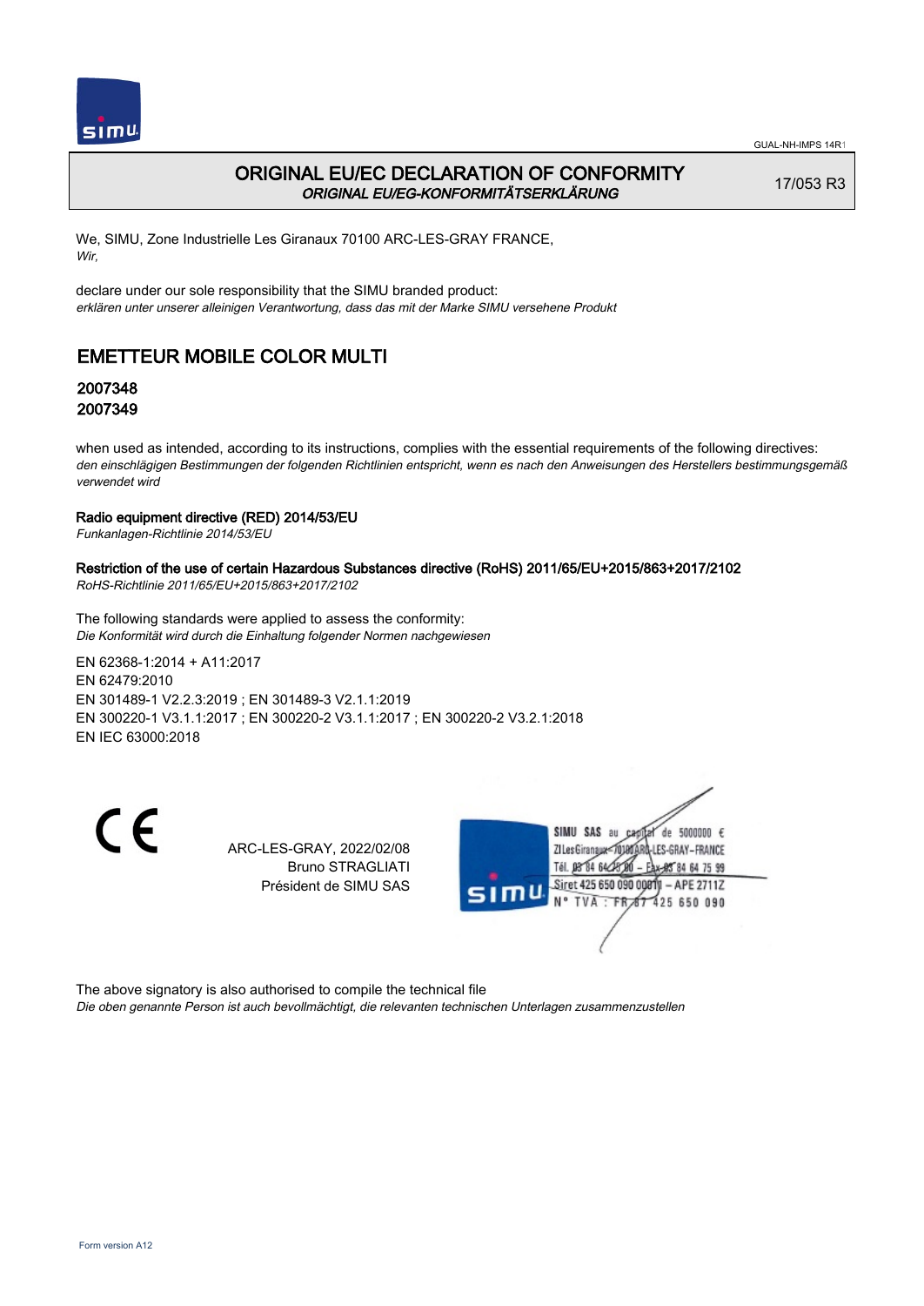# ORIGINAL EU/EC DECLARATION OF CONFORMITY

*ORIGINAL EU/EG-KONFORMITÄTSERKLÄRUNG*

17/053 R3

We, SIMU, Zone Industrielle Les Giranaux 70100 ARC-LES-GRAY FRANCE,
*Wir,*

declare under our sole responsibility that the SIMU branded product:
*erklären unter unserer alleinigen Verantwortung, dass das mit der Marke SIMU versehene Produkt*

## EMETTEUR MOBILE COLOR MULTI

### 2007348
### 2007349

when used as intended, according to its instructions, complies with the essential requirements of the following directives:
*den einschlägigen Bestimmungen der folgenden Richtlinien entspricht, wenn es nach den Anweisungen des Herstellers bestimmungsgemäß verwendet wird*

**Radio equipment directive (RED) 2014/53/EU**
*Funkanlagen-Richtlinie 2014/53/EU*

**Restriction of the use of certain Hazardous Substances directive (RoHS) 2011/65/EU+2015/863+2017/2102**
*RoHS-Richtlinie 2011/65/EU+2015/863+2017/2102*

The following standards were applied to assess the conformity:
*Die Konformität wird durch die Einhaltung folgender Normen nachgewiesen*

EN 62368-1:2014 + A11:2017
EN 62479:2010
EN 301489-1 V2.2.3:2019 ; EN 301489-3 V2.1.1:2019
EN 300220-1 V3.1.1:2017 ; EN 300220-2 V3.1.1:2017 ; EN 300220-2 V3.2.1:2018
EN IEC 63000:2018

CE

ARC-LES-GRAY, 2022/02/08
Bruno STRAGLIATI
Président de SIMU SAS

SIMU SAS au capital de 5000000 €
ZI Les Giranaux 70100 ARC-LES-GRAY-FRANCE
Tél. 03 84 64 75 00 – Fax 03 84 64 75 99
Siret 425 650 090 00011 – APE 2711Z
N° TVA : FR 87 425 650 090

The above signatory is also authorised to compile the technical file
*Die oben genannte Person ist auch bevollmächtigt, die relevanten technischen Unterlagen zusammenzustellen*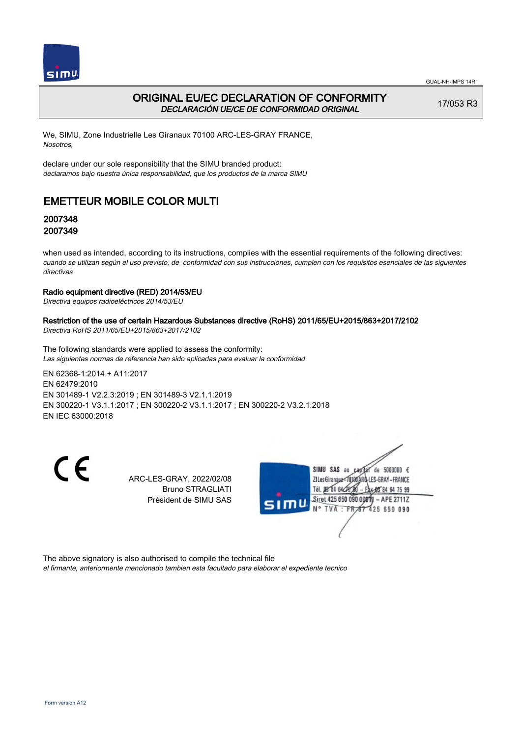# ORIGINAL EU/EC DECLARATION OF CONFORMITY

*DECLARACIÓN UE/CE DE CONFORMIDAD ORIGINAL*

17/053 R3

We, SIMU, Zone Industrielle Les Giranaux 70100 ARC-LES-GRAY FRANCE,
*Nosotros,*

declare under our sole responsibility that the SIMU branded product:
*declaramos bajo nuestra única responsabilidad, que los productos de la marca SIMU*

## EMETTEUR MOBILE COLOR MULTI

**2007348**
**2007349**

when used as intended, according to its instructions, complies with the essential requirements of the following directives:
*cuando se utilizan según el uso previsto, de conformidad con sus instrucciones, cumplen con los requisitos esenciales de las siguientes directivas*

**Radio equipment directive (RED) 2014/53/EU**
*Directiva equipos radioeléctricos 2014/53/EU*

**Restriction of the use of certain Hazardous Substances directive (RoHS) 2011/65/EU+2015/863+2017/2102**
*Directiva RoHS 2011/65/EU+2015/863+2017/2102*

The following standards were applied to assess the conformity:
*Las siguientes normas de referencia han sido aplicadas para evaluar la conformidad*

EN 62368-1:2014 + A11:2017
EN 62479:2010
EN 301489-1 V2.2.3:2019 ; EN 301489-3 V2.1.1:2019
EN 300220-1 V3.1.1:2017 ; EN 300220-2 V3.1.1:2017 ; EN 300220-2 V3.2.1:2018
EN IEC 63000:2018

CE

ARC-LES-GRAY, 2022/02/08
Bruno STRAGLIATI
Président de SIMU SAS

SIMU SAS au capital de 5000000 €
ZI Les Giranaux 70100 ARC-LES-GRAY-FRANCE
Tél. 03 84 64 75 00 – Fax 03 84 64 75 99
Siret 425 650 090 00011 – APE 2711Z
N° TVA : FR 67 425 650 090

The above signatory is also authorised to compile the technical file
*el firmante, anteriormente mencionado tambien esta facultado para elaborar el expediente tecnico*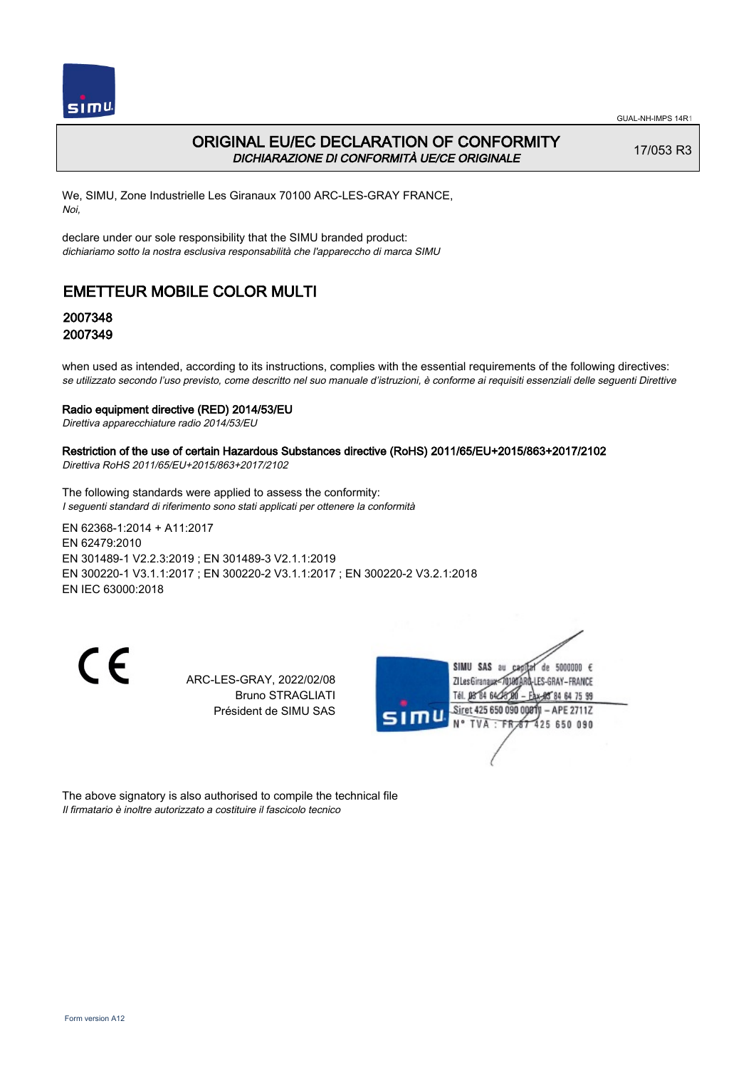# ORIGINAL EU/EC DECLARATION OF CONFORMITY

*DICHIARAZIONE DI CONFORMITÀ UE/CE ORIGINALE*

17/053 R3

We, SIMU, Zone Industrielle Les Giranaux 70100 ARC-LES-GRAY FRANCE,
*Noi,*

declare under our sole responsibility that the SIMU branded product:
*dichiariamo sotto la nostra esclusiva responsabilità che l'apparecchio di marca SIMU*

## EMETTEUR MOBILE COLOR MULTI

### 2007348
### 2007349

when used as intended, according to its instructions, complies with the essential requirements of the following directives:
*se utilizzato secondo l'uso previsto, come descritto nel suo manuale d'istruzioni, è conforme ai requisiti essenziali delle seguenti Direttive*

**Radio equipment directive (RED) 2014/53/EU**
*Direttiva apparecchiature radio 2014/53/EU*

**Restriction of the use of certain Hazardous Substances directive (RoHS) 2011/65/EU+2015/863+2017/2102**
*Direttiva RoHS 2011/65/EU+2015/863+2017/2102*

The following standards were applied to assess the conformity:
*I seguenti standard di riferimento sono stati applicati per ottenere la conformità*

EN 62368-1:2014 + A11:2017
EN 62479:2010
EN 301489-1 V2.2.3:2019 ; EN 301489-3 V2.1.1:2019
EN 300220-1 V3.1.1:2017 ; EN 300220-2 V3.1.1:2017 ; EN 300220-2 V3.2.1:2018
EN IEC 63000:2018

ARC-LES-GRAY, 2022/02/08
Bruno STRAGLIATI
Président de SIMU SAS

SIMU SAS au capital de 5000000 €
ZI Les Giranaux 70100 ARC-LES-GRAY-FRANCE
Tél. 03 84 64 75 00 – Fax 03 84 64 75 99
Siret 425 650 090 00811 – APE 2711Z
N° TVA : FR 87 425 650 090

The above signatory is also authorised to compile the technical file
*Il firmatario è inoltre autorizzato a costituire il fascicolo tecnico*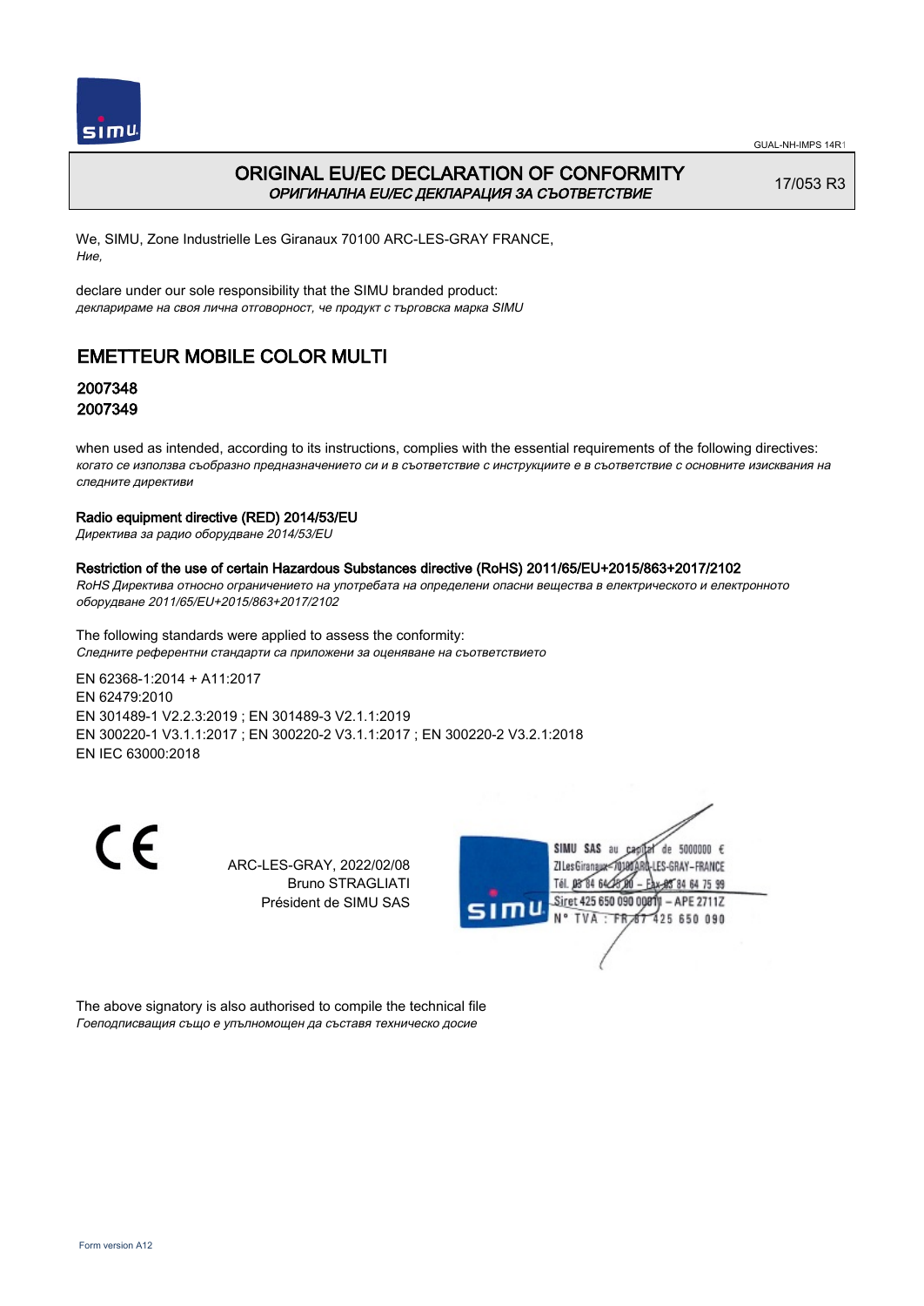# ORIGINAL EU/EC DECLARATION OF CONFORMITY
*ОРИГИНАЛНА EU/EC ДЕКЛАРАЦИЯ ЗА СЪОТВЕТСТВИЕ*

17/053 R3

We, SIMU, Zone Industrielle Les Giranaux 70100 ARC-LES-GRAY FRANCE,
*Ние,*

declare under our sole responsibility that the SIMU branded product:
*декларираме на своя лична отговорност, че продукт с търговска марка SIMU*

## EMETTEUR MOBILE COLOR MULTI

### 2007348
### 2007349

when used as intended, according to its instructions, complies with the essential requirements of the following directives:
*когато се използва съобразно предназначението си и в съответствие с инструкциите е в съответствие с основните изисквания на следните директиви*

**Radio equipment directive (RED) 2014/53/EU**
*Директива за радио оборудване 2014/53/EU*

**Restriction of the use of certain Hazardous Substances directive (RoHS) 2011/65/EU+2015/863+2017/2102**
*RoHS Директива относно ограничението на употребата на определени опасни вещества в електрическото и електронното оборудване 2011/65/EU+2015/863+2017/2102*

The following standards were applied to assess the conformity:
*Следните референтни стандарти са приложени за оценяване на съответствието*

EN 62368-1:2014 + A11:2017
EN 62479:2010
EN 301489-1 V2.2.3:2019 ; EN 301489-3 V2.1.1:2019
EN 300220-1 V3.1.1:2017 ; EN 300220-2 V3.1.1:2017 ; EN 300220-2 V3.2.1:2018
EN IEC 63000:2018

ARC-LES-GRAY, 2022/02/08
Bruno STRAGLIATI
Président de SIMU SAS

SIMU SAS au capital de 5000000 €
ZI Les Giranaux 70100 ARC-LES-GRAY-FRANCE
Tél. 03 84 64 75 00 – Fax 03 84 64 75 99
Siret 425 650 090 00011 – APE 2711Z
N° TVA : FR 87 425 650 090

The above signatory is also authorised to compile the technical file
*Гоеподписващия също е упълномощен да съставя техническо досие*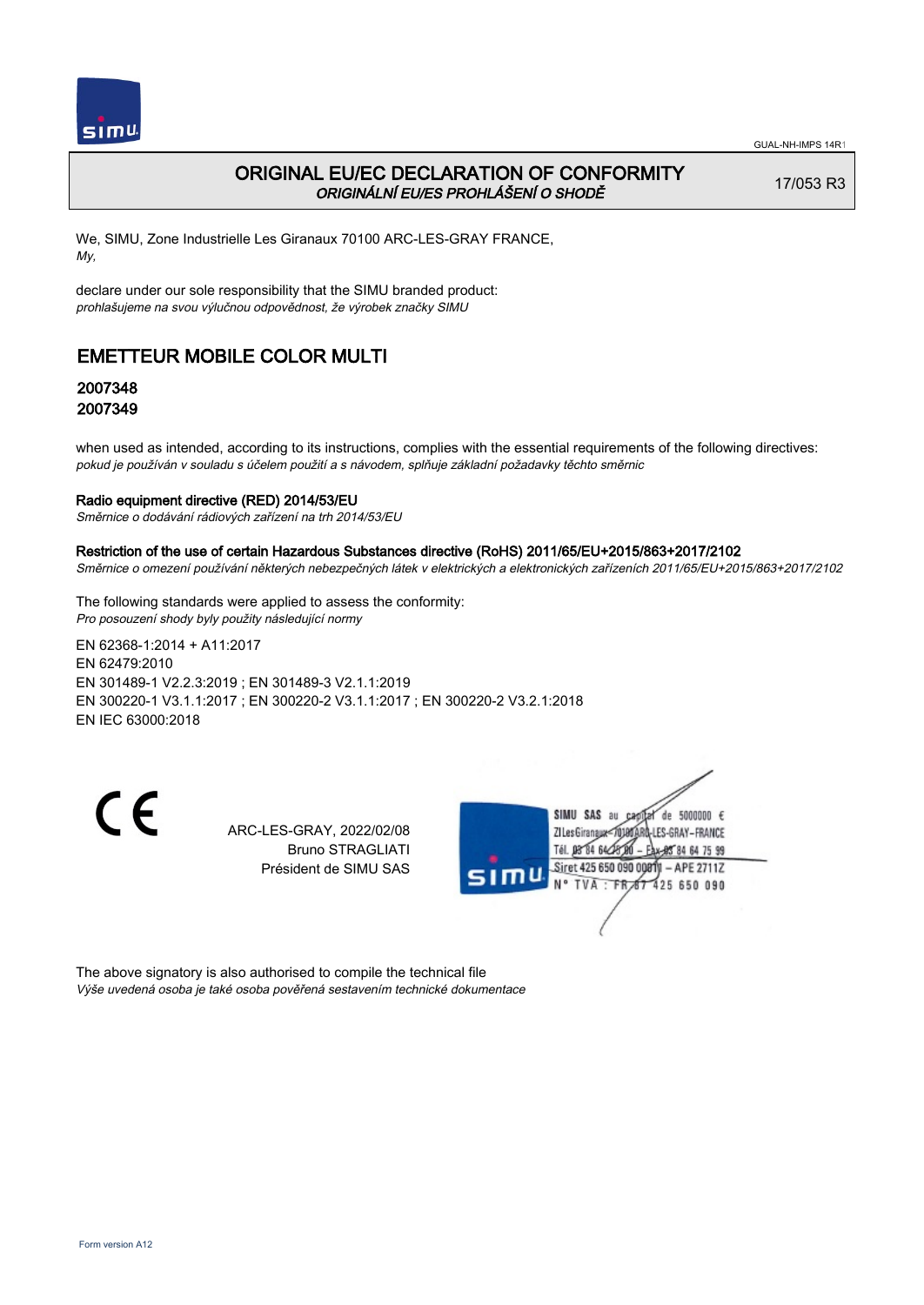# ORIGINAL EU/EC DECLARATION OF CONFORMITY

*ORIGINÁLNÍ EU/ES PROHLÁŠENÍ O SHODĚ*

17/053 R3

We, SIMU, Zone Industrielle Les Giranaux 70100 ARC-LES-GRAY FRANCE,
*My,*

declare under our sole responsibility that the SIMU branded product:
*prohlašujeme na svou výlučnou odpovědnost, že výrobek značky SIMU*

## EMETTEUR MOBILE COLOR MULTI

### 2007348
### 2007349

when used as intended, according to its instructions, complies with the essential requirements of the following directives:
*pokud je používán v souladu s účelem použití a s návodem, splňuje základní požadavky těchto směrnic*

**Radio equipment directive (RED) 2014/53/EU**
*Směrnice o dodávání rádiových zařízení na trh 2014/53/EU*

**Restriction of the use of certain Hazardous Substances directive (RoHS) 2011/65/EU+2015/863+2017/2102**
*Směrnice o omezení používání některých nebezpečných látek v elektrických a elektronických zařízeních 2011/65/EU+2015/863+2017/2102*

The following standards were applied to assess the conformity:
*Pro posouzení shody byly použity následující normy*

EN 62368-1:2014 + A11:2017
EN 62479:2010
EN 301489-1 V2.2.3:2019 ; EN 301489-3 V2.1.1:2019
EN 300220-1 V3.1.1:2017 ; EN 300220-2 V3.1.1:2017 ; EN 300220-2 V3.2.1:2018
EN IEC 63000:2018

CE

ARC-LES-GRAY, 2022/02/08
Bruno STRAGLIATI
Président de SIMU SAS

SIMU SAS au capital de 5000000 €
ZI Les Giranaux 70100 ARC-LES-GRAY-FRANCE
Tél. 03 84 64 75 00 – Fax 03 84 64 75 99
Siret 425 650 090 00011 – APE 2711Z
N° TVA : FR 67 425 650 090

The above signatory is also authorised to compile the technical file
*Výše uvedená osoba je také osoba pověřená sestavením technické dokumentace*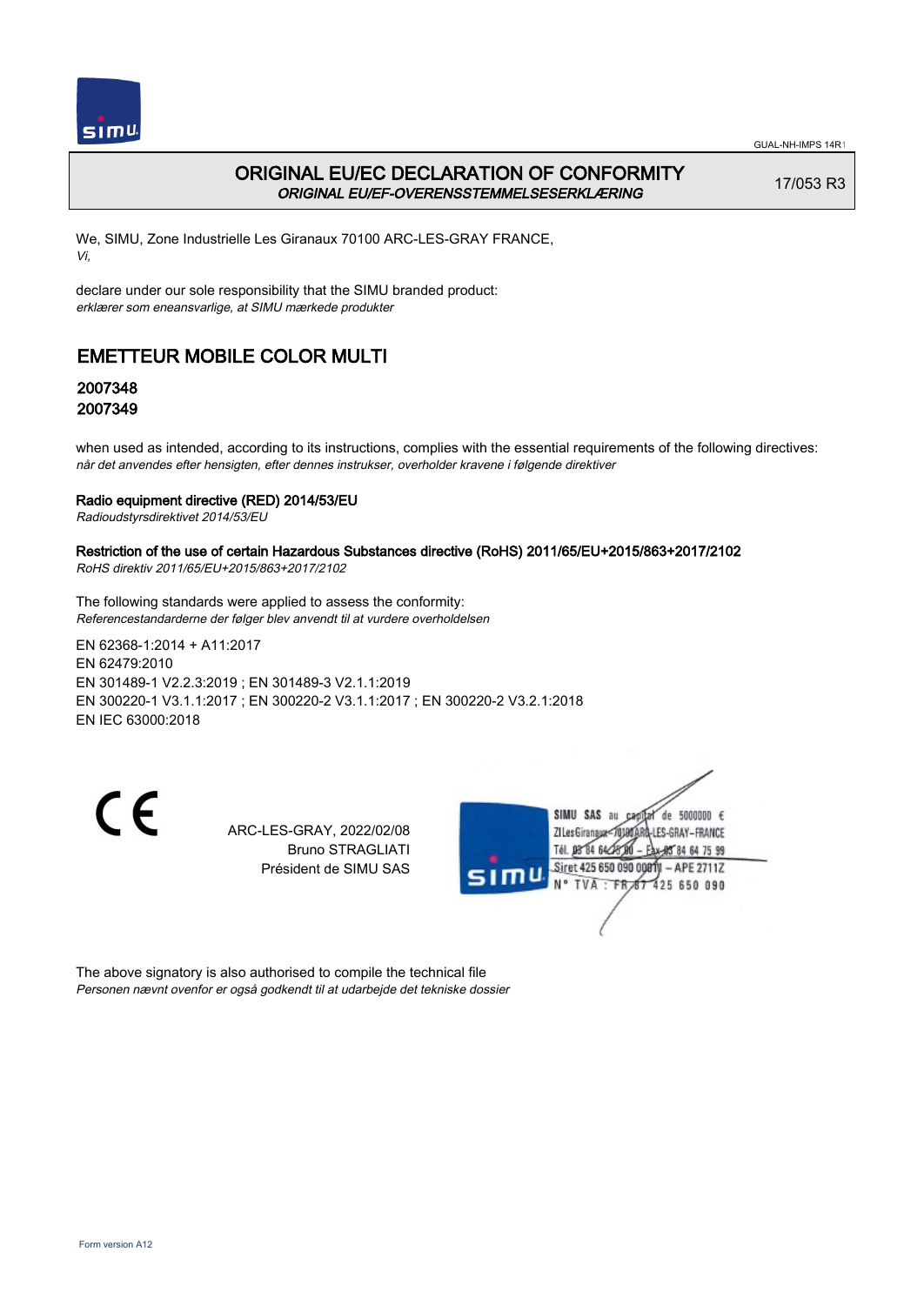# ORIGINAL EU/EC DECLARATION OF CONFORMITY

***ORIGINAL EU/EF-OVERENSSTEMMELSESERKLÆRING***

17/053 R3

We, SIMU, Zone Industrielle Les Giranaux 70100 ARC-LES-GRAY FRANCE,
*Vi,*

declare under our sole responsibility that the SIMU branded product:
*erklærer som eneansvarlige, at SIMU mærkede produkter*

## EMETTEUR MOBILE COLOR MULTI

### 2007348
### 2007349

when used as intended, according to its instructions, complies with the essential requirements of the following directives:
*når det anvendes efter hensigten, efter dennes instrukser, overholder kravene i følgende direktiver*

**Radio equipment directive (RED) 2014/53/EU**
*Radioudstyrsdirektivet 2014/53/EU*

**Restriction of the use of certain Hazardous Substances directive (RoHS) 2011/65/EU+2015/863+2017/2102**
*RoHS direktiv 2011/65/EU+2015/863+2017/2102*

The following standards were applied to assess the conformity:
*Referencestandarderne der følger blev anvendt til at vurdere overholdelsen*

EN 62368-1:2014 + A11:2017
EN 62479:2010
EN 301489-1 V2.2.3:2019 ; EN 301489-3 V2.1.1:2019
EN 300220-1 V3.1.1:2017 ; EN 300220-2 V3.1.1:2017 ; EN 300220-2 V3.2.1:2018
EN IEC 63000:2018

CE

ARC-LES-GRAY, 2022/02/08
Bruno STRAGLIATI
Président de SIMU SAS

SIMU SAS au capital de 5000000 €
ZI Les Giranaux 70100 ARC-LES-GRAY-FRANCE
Tél. 03 84 64 75 00 – Fax 03 84 64 75 99
Siret 425 650 090 00011 – APE 2711Z
N° TVA : FR 87 425 650 090

The above signatory is also authorised to compile the technical file
*Personen nævnt ovenfor er også godkendt til at udarbejde det tekniske dossier*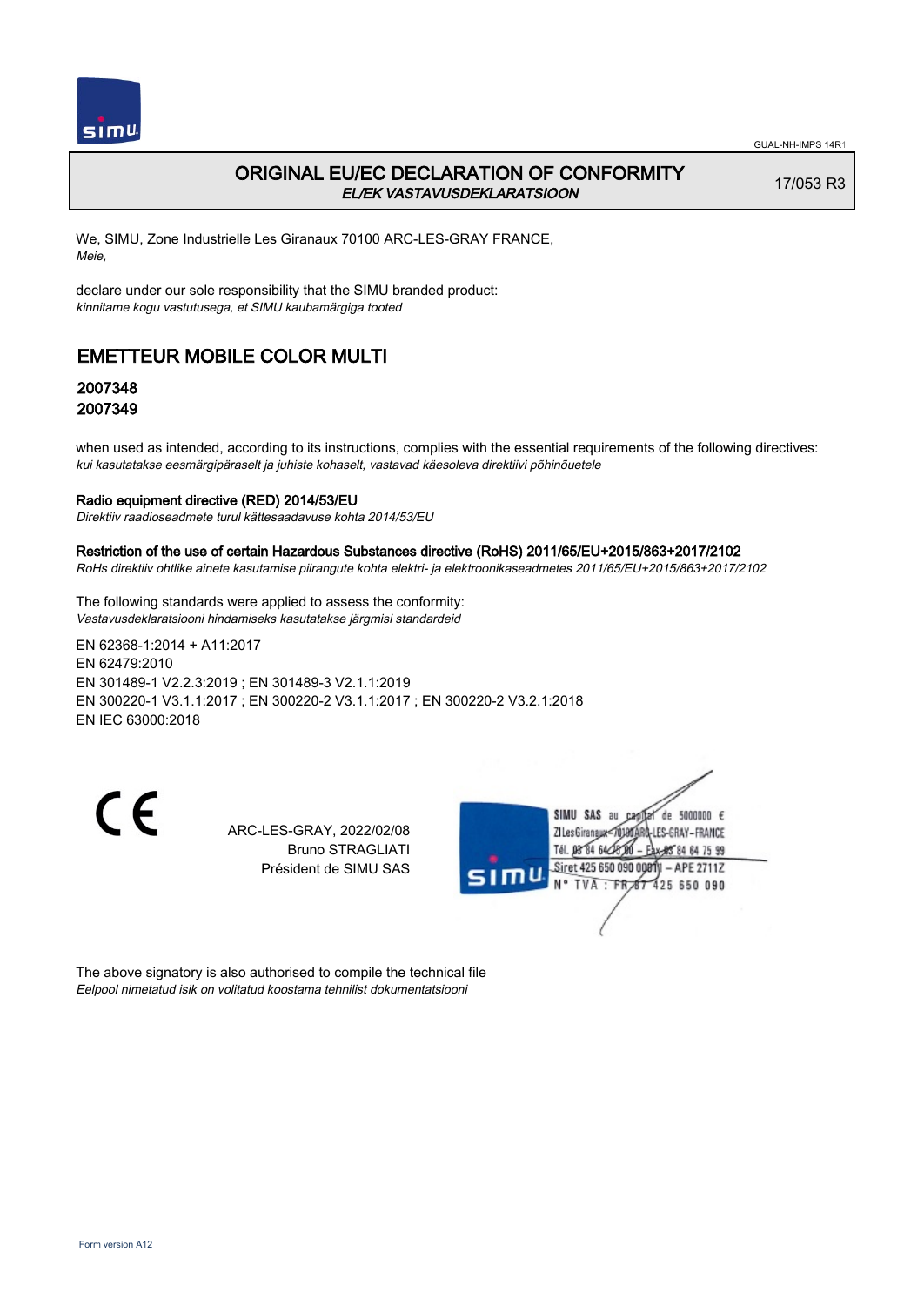GUAL-NH-IMPS 14R1

# ORIGINAL EU/EC DECLARATION OF CONFORMITY

*EL/EK VASTAVUSDEKLARATSIOON*

17/053 R3

We, SIMU, Zone Industrielle Les Giranaux 70100 ARC-LES-GRAY FRANCE,
*Meie,*

declare under our sole responsibility that the SIMU branded product:
*kinnitame kogu vastutusega, et SIMU kaubamärgiga tooted*

## EMETTEUR MOBILE COLOR MULTI

### 2007348
### 2007349

when used as intended, according to its instructions, complies with the essential requirements of the following directives:
*kui kasutatakse eesmärgipäraselt ja juhiste kohaselt, vastavad käesoleva direktiivi põhinõuetele*

**Radio equipment directive (RED) 2014/53/EU**
*Direktiiv raadioseadmete turul kättesaadavuse kohta 2014/53/EU*

**Restriction of the use of certain Hazardous Substances directive (RoHS) 2011/65/EU+2015/863+2017/2102**
*RoHs direktiiv ohtlike ainete kasutamise piirangute kohta elektri- ja elektroonikaseadmetes 2011/65/EU+2015/863+2017/2102*

The following standards were applied to assess the conformity:
*Vastavusdeklaratsiooni hindamiseks kasutatakse järgmisi standardeid*

EN 62368-1:2014 + A11:2017
EN 62479:2010
EN 301489-1 V2.2.3:2019 ; EN 301489-3 V2.1.1:2019
EN 300220-1 V3.1.1:2017 ; EN 300220-2 V3.1.1:2017 ; EN 300220-2 V3.2.1:2018
EN IEC 63000:2018

ARC-LES-GRAY, 2022/02/08
Bruno STRAGLIATI
Président de SIMU SAS

SIMU SAS au capital de 5000000 €
ZI Les Giranaux 70100 ARC-LES-GRAY-FRANCE
Tél. 03 84 64 75 00 – Fax 03 84 64 75 99
Siret 425 650 090 00011 – APE 2711Z
N° TVA : FR 67 425 650 090

The above signatory is also authorised to compile the technical file
*Eelpool nimetatud isik on volitatud koostama tehnilist dokumentatsiooni*

Form version A12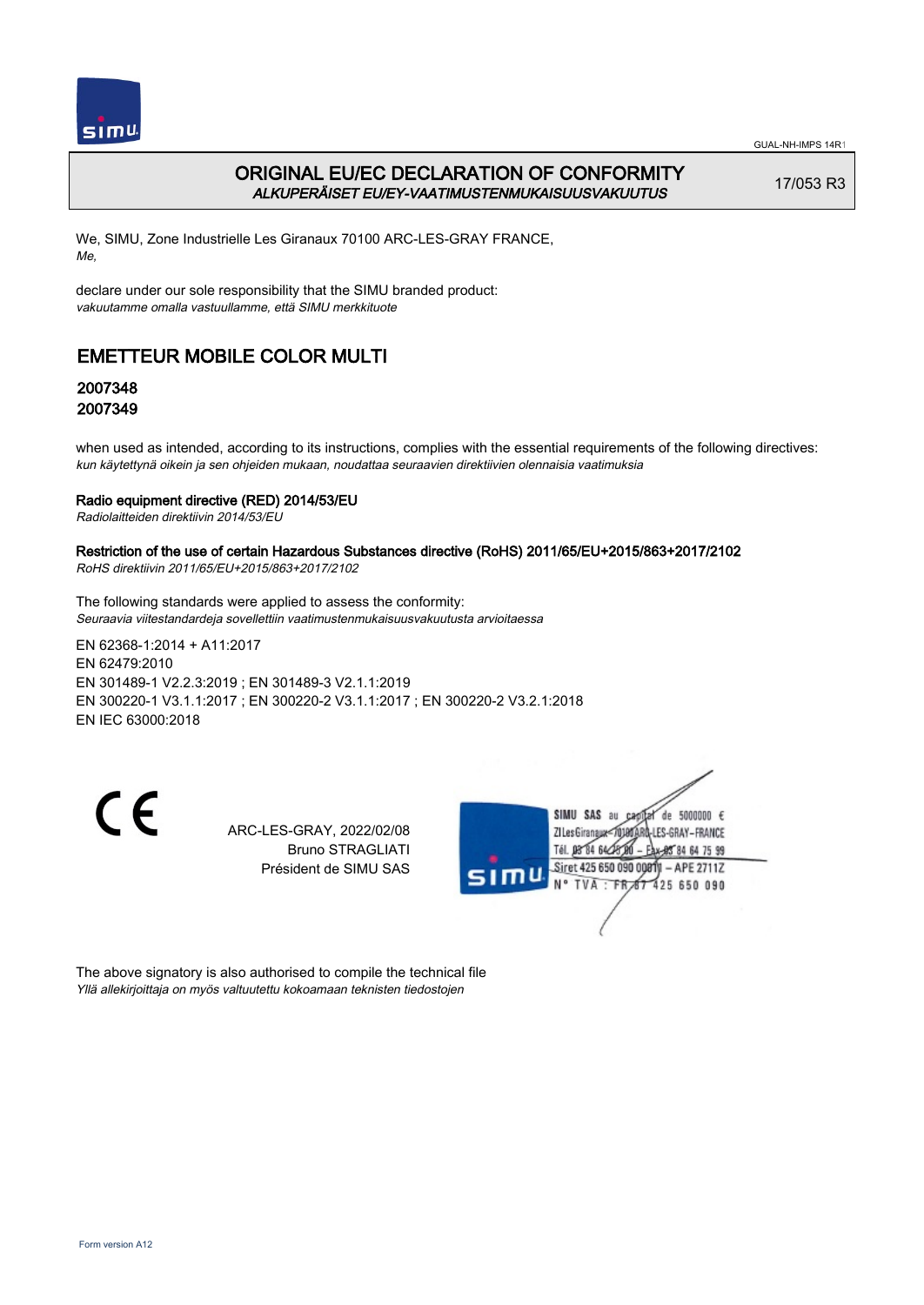# ORIGINAL EU/EC DECLARATION OF CONFORMITY

*ALKUPERÄISET EU/EY-VAATIMUSTENMUKAISUUSVAKUUTUS*

17/053 R3

We, SIMU, Zone Industrielle Les Giranaux 70100 ARC-LES-GRAY FRANCE,
*Me,*

declare under our sole responsibility that the SIMU branded product:
*vakuutamme omalla vastuullamme, että SIMU merkkituote*

## EMETTEUR MOBILE COLOR MULTI

### 2007348
### 2007349

when used as intended, according to its instructions, complies with the essential requirements of the following directives:
*kun käytettynä oikein ja sen ohjeiden mukaan, noudattaa seuraavien direktiivien olennaisia vaatimuksia*

**Radio equipment directive (RED) 2014/53/EU**
*Radiolaitteiden direktiivin 2014/53/EU*

**Restriction of the use of certain Hazardous Substances directive (RoHS) 2011/65/EU+2015/863+2017/2102**
*RoHS direktiivin 2011/65/EU+2015/863+2017/2102*

The following standards were applied to assess the conformity:
*Seuraavia viitestandardeja sovellettiin vaatimustenmukaisuusvakuutusta arvioitaessa*

EN 62368-1:2014 + A11:2017
EN 62479:2010
EN 301489-1 V2.2.3:2019 ; EN 301489-3 V2.1.1:2019
EN 300220-1 V3.1.1:2017 ; EN 300220-2 V3.1.1:2017 ; EN 300220-2 V3.2.1:2018
EN IEC 63000:2018

CE

ARC-LES-GRAY, 2022/02/08
Bruno STRAGLIATI
Président de SIMU SAS

SIMU SAS au capital de 5000000 €
ZI Les Giranaux 70100 ARC-LES-GRAY-FRANCE
Tél. 03 84 64 75 00 – Fax 03 84 64 75 99
Siret 425 650 090 00011 – APE 2711Z
N° TVA : FR 67 425 650 090

The above signatory is also authorised to compile the technical file
*Yllä allekirjoittaja on myös valtuutettu kokoamaan teknisten tiedostojen*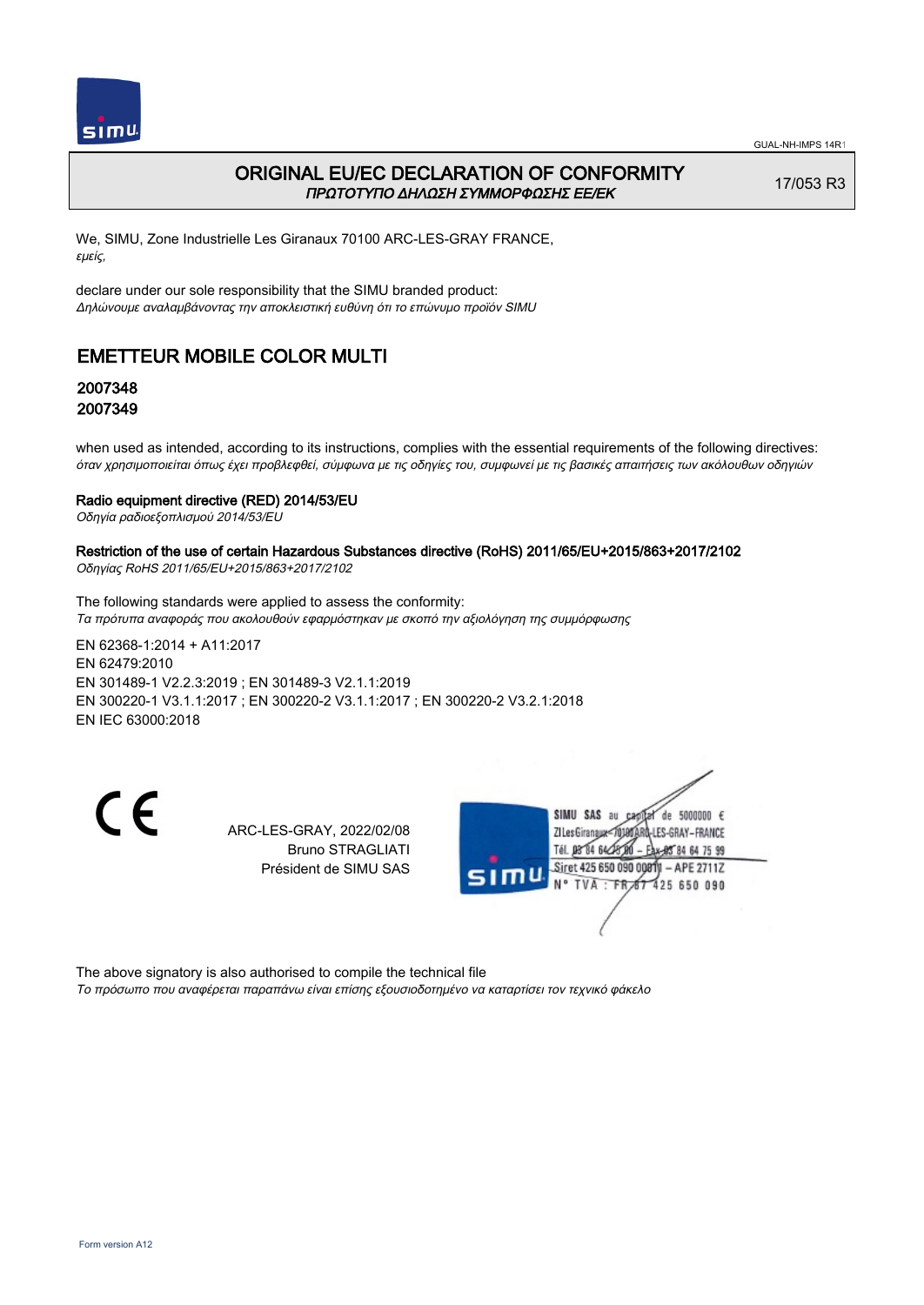# ORIGINAL EU/EC DECLARATION OF CONFORMITY

*ΠΡΩΤΟΤΥΠΟ ΔΗΛΩΣΗ ΣΥΜΜΟΡΦΩΣΗΣ ΕΕ/ΕΚ*

17/053 R3

We, SIMU, Zone Industrielle Les Giranaux 70100 ARC-LES-GRAY FRANCE,
*εμείς,*

declare under our sole responsibility that the SIMU branded product:
*Δηλώνουμε αναλαμβάνοντας την αποκλειστική ευθύνη ότι το επώνυμο προϊόν SIMU*

## EMETTEUR MOBILE COLOR MULTI

**2007348**
**2007349**

when used as intended, according to its instructions, complies with the essential requirements of the following directives:
*όταν χρησιμοποιείται όπως έχει προβλεφθεί, σύμφωνα με τις οδηγίες του, συμφωνεί με τις βασικές απαιτήσεις των ακόλουθων οδηγιών*

**Radio equipment directive (RED) 2014/53/EU**
*Οδηγία ραδιοεξοπλισμού 2014/53/EU*

**Restriction of the use of certain Hazardous Substances directive (RoHS) 2011/65/EU+2015/863+2017/2102**
*Οδηγίας RoHS 2011/65/EU+2015/863+2017/2102*

The following standards were applied to assess the conformity:
*Τα πρότυπα αναφοράς που ακολουθούν εφαρμόστηκαν με σκοπό την αξιολόγηση της συμμόρφωσης*

EN 62368-1:2014 + A11:2017
EN 62479:2010
EN 301489-1 V2.2.3:2019 ; EN 301489-3 V2.1.1:2019
EN 300220-1 V3.1.1:2017 ; EN 300220-2 V3.1.1:2017 ; EN 300220-2 V3.2.1:2018
EN IEC 63000:2018

CE

ARC-LES-GRAY, 2022/02/08
Bruno STRAGLIATI
Président de SIMU SAS

SIMU SAS au capital de 5000000 €
ZI Les Giranaux 70100 ARC-LES-GRAY-FRANCE
Tél. 03 84 64 75 00 – Fax 03 84 64 75 99
Siret 425 650 090 00011 – APE 2711Z
N° TVA : FR 67 425 650 090

The above signatory is also authorised to compile the technical file
*Το πρόσωπο που αναφέρεται παραπάνω είναι επίσης εξουσιοδοτημένο να καταρτίσει τον τεχνικό φάκελο*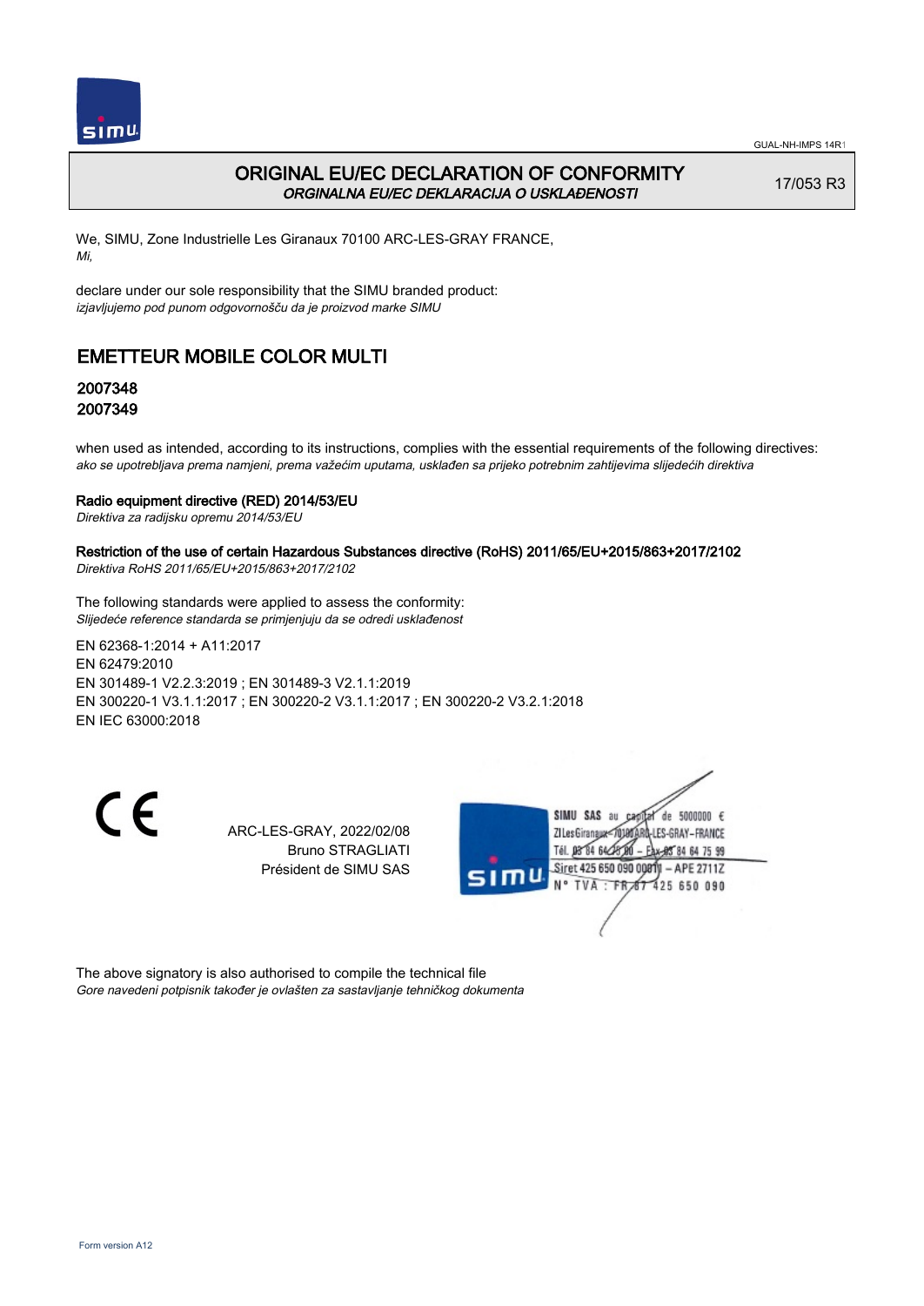# ORIGINAL EU/EC DECLARATION OF CONFORMITY

*ORGINALNA EU/EC DEKLARACIJA O USKLAĐENOSTI*

17/053 R3

We, SIMU, Zone Industrielle Les Giranaux 70100 ARC-LES-GRAY FRANCE,
*Mi,*

declare under our sole responsibility that the SIMU branded product:
*izjavljujemo pod punom odgovornošču da je proizvod marke SIMU*

## EMETTEUR MOBILE COLOR MULTI

### 2007348
### 2007349

when used as intended, according to its instructions, complies with the essential requirements of the following directives:
*ako se upotrebljava prema namjeni, prema važećim uputama, usklađen sa prijeko potrebnim zahtijevima slijedećih direktiva*

**Radio equipment directive (RED) 2014/53/EU**
*Direktiva za radijsku opremu 2014/53/EU*

**Restriction of the use of certain Hazardous Substances directive (RoHS) 2011/65/EU+2015/863+2017/2102**
*Direktiva RoHS 2011/65/EU+2015/863+2017/2102*

The following standards were applied to assess the conformity:
*Slijedeće reference standarda se primjenjuju da se odredi usklađenost*

EN 62368-1:2014 + A11:2017
EN 62479:2010
EN 301489-1 V2.2.3:2019 ; EN 301489-3 V2.1.1:2019
EN 300220-1 V3.1.1:2017 ; EN 300220-2 V3.1.1:2017 ; EN 300220-2 V3.2.1:2018
EN IEC 63000:2018

ARC-LES-GRAY, 2022/02/08
Bruno STRAGLIATI
Président de SIMU SAS

SIMU SAS au capital de 5000000 €
ZI Les Giranaux 70100 ARC-LES-GRAY-FRANCE
Tél. 03 84 64 75 00 – Fax 03 84 64 75 99
Siret 425 650 090 00811 – APE 2711Z
N° TVA : FR 87 425 650 090

The above signatory is also authorised to compile the technical file
*Gore navedeni potpisnik također je ovlašten za sastavljanje tehničkog dokumenta*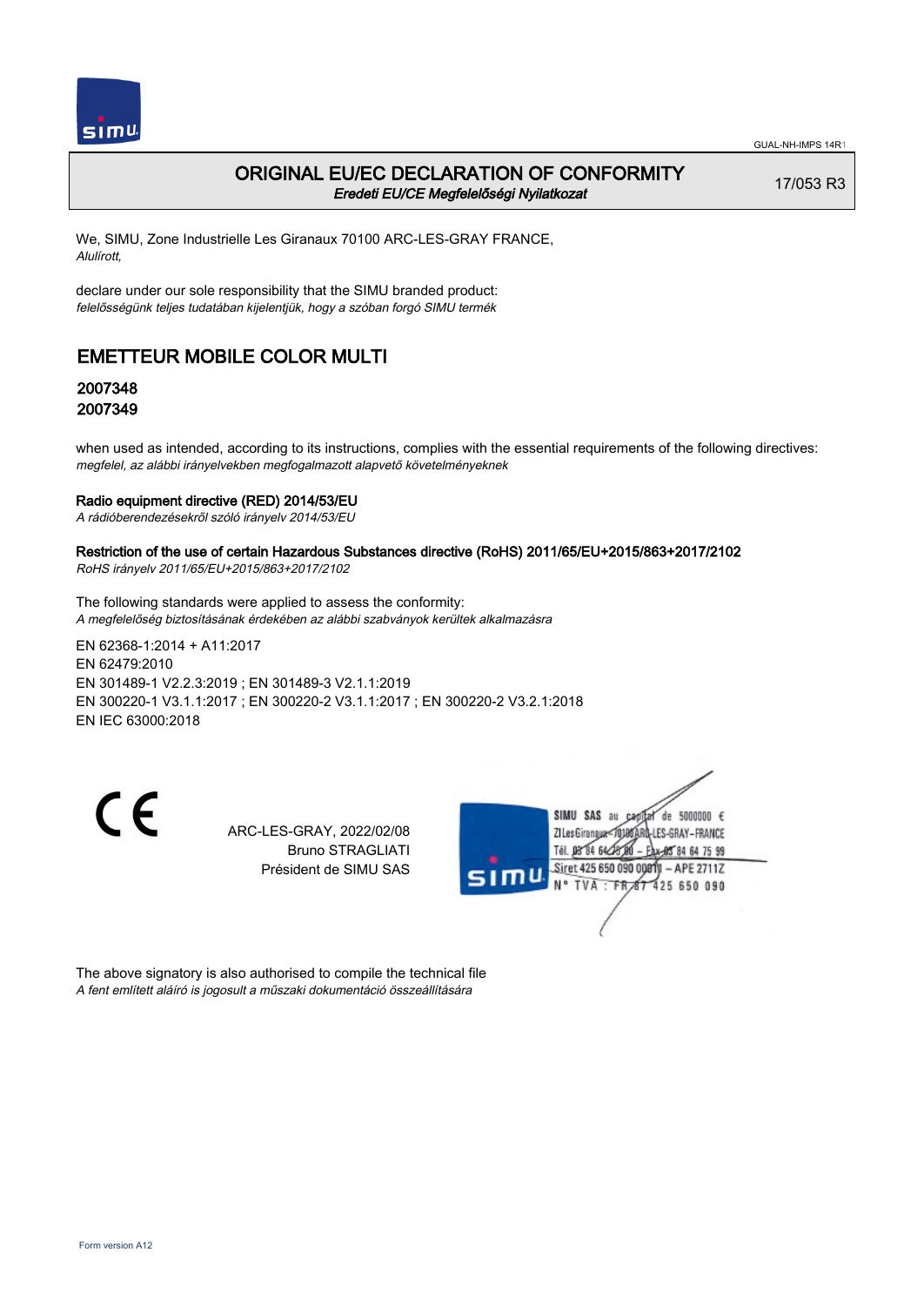GUAL-NH-IMPS 14R1

# ORIGINAL EU/EC DECLARATION OF CONFORMITY

*Eredeti EU/CE Megfelelőségi Nyilatkozat*

17/053 R3

We, SIMU, Zone Industrielle Les Giranaux 70100 ARC-LES-GRAY FRANCE,
*Alulírott,*

declare under our sole responsibility that the SIMU branded product:
*felelősségünk teljes tudatában kijelentjük, hogy a szóban forgó SIMU termék*

## EMETTEUR MOBILE COLOR MULTI

### 2007348
### 2007349

when used as intended, according to its instructions, complies with the essential requirements of the following directives:
*megfelel, az alábbi irányelvekben megfogalmazott alapvető követelményeknek*

**Radio equipment directive (RED) 2014/53/EU**
*A rádióberendezésekről szóló irányelv 2014/53/EU*

**Restriction of the use of certain Hazardous Substances directive (RoHS) 2011/65/EU+2015/863+2017/2102**
*RoHS irányelv 2011/65/EU+2015/863+2017/2102*

The following standards were applied to assess the conformity:
*A megfelelőség biztosításának érdekében az alábbi szabványok kerültek alkalmazásra*

EN 62368-1:2014 + A11:2017
EN 62479:2010
EN 301489-1 V2.2.3:2019 ; EN 301489-3 V2.1.1:2019
EN 300220-1 V3.1.1:2017 ; EN 300220-2 V3.1.1:2017 ; EN 300220-2 V3.2.1:2018
EN IEC 63000:2018

CE

ARC-LES-GRAY, 2022/02/08
Bruno STRAGLIATI
Président de SIMU SAS

SIMU SAS au capital de 5000000 €
ZI Les Giranaux 70100 ARC-LES-GRAY-FRANCE
Tél. 03 84 64 75 00 – Fax 03 84 64 75 99
Siret 425 650 090 00811 – APE 2711Z
N° TVA : FR 87 425 650 090

The above signatory is also authorised to compile the technical file
*A fent említett aláíró is jogosult a műszaki dokumentáció összeállítására*

Form version A12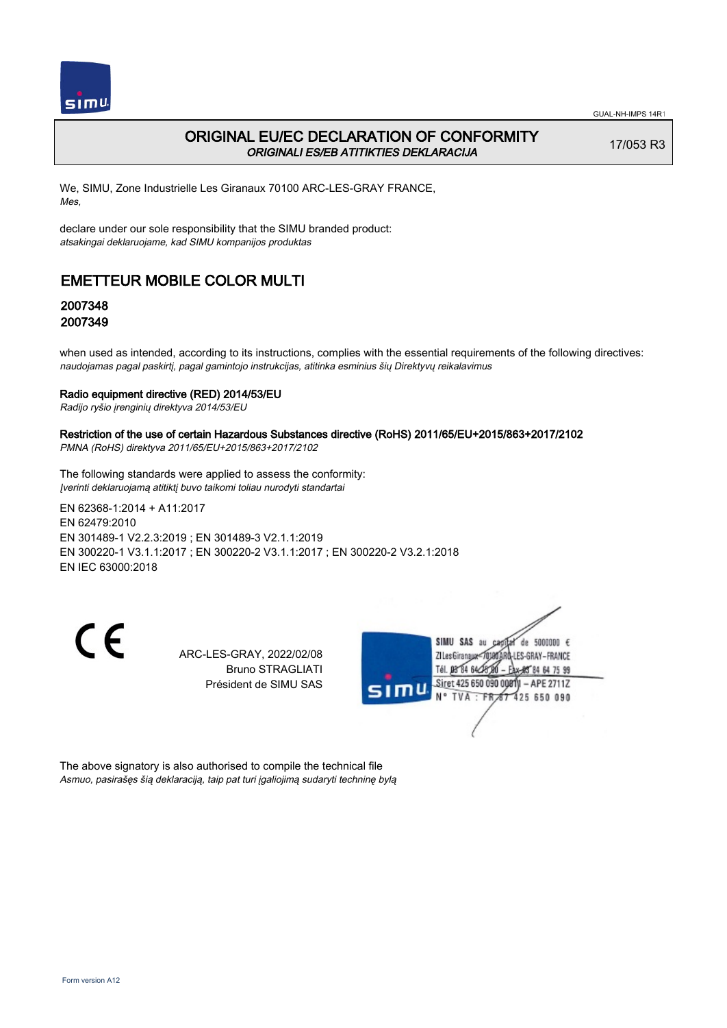# ORIGINAL EU/EC DECLARATION OF CONFORMITY
*ORIGINALI ES/EB ATITIKTIES DEKLARACIJA*

17/053 R3

We, SIMU, Zone Industrielle Les Giranaux 70100 ARC-LES-GRAY FRANCE,
*Mes,*

declare under our sole responsibility that the SIMU branded product:
*atsakingai deklaruojame, kad SIMU kompanijos produktas*

## EMETTEUR MOBILE COLOR MULTI

### 2007348
### 2007349

when used as intended, according to its instructions, complies with the essential requirements of the following directives:
*naudojamas pagal paskirtį, pagal gamintojo instrukcijas, atitinka esminius šių Direktyvų reikalavimus*

**Radio equipment directive (RED) 2014/53/EU**
*Radijo ryšio įrenginių direktyva 2014/53/EU*

**Restriction of the use of certain Hazardous Substances directive (RoHS) 2011/65/EU+2015/863+2017/2102**
*PMNA (RoHS) direktyva 2011/65/EU+2015/863+2017/2102*

The following standards were applied to assess the conformity:
*Įverinti deklaruojamą atitiktį buvo taikomi toliau nurodyti standartai*

EN 62368-1:2014 + A11:2017
EN 62479:2010
EN 301489-1 V2.2.3:2019 ; EN 301489-3 V2.1.1:2019
EN 300220-1 V3.1.1:2017 ; EN 300220-2 V3.1.1:2017 ; EN 300220-2 V3.2.1:2018
EN IEC 63000:2018

CE

ARC-LES-GRAY, 2022/02/08
Bruno STRAGLIATI
Président de SIMU SAS

SIMU SAS au capital de 5000000 €
ZI Les Giranaux 70100 ARC-LES-GRAY-FRANCE
Tél. 03 84 64 75 00 – Fax 03 84 64 75 99
Siret 425 650 090 00011 – APE 2711Z
N° TVA : FR 67 425 650 090

The above signatory is also authorised to compile the technical file
*Asmuo, pasirašęs šią deklaraciją, taip pat turi įgaliojimą sudaryti techninę bylą*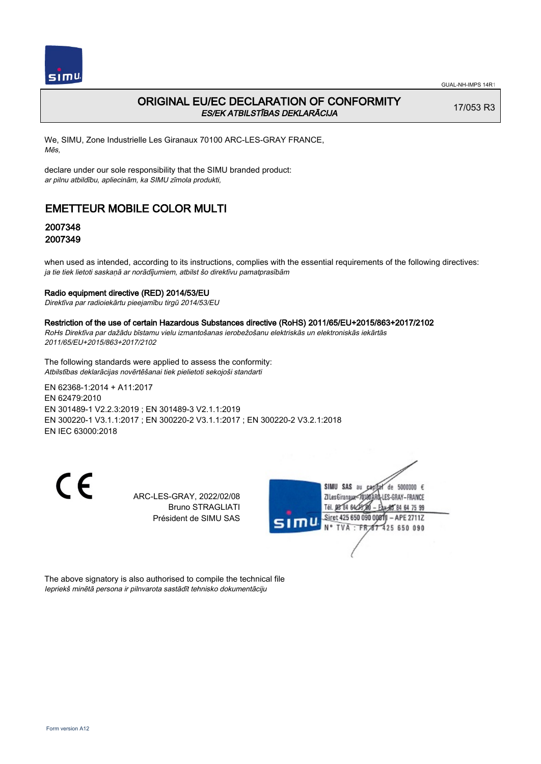GUAL-NH-IMPS 14R1

# ORIGINAL EU/EC DECLARATION OF CONFORMITY

*ES/EK ATBILSTĪBAS DEKLARĀCIJA*

17/053 R3

We, SIMU, Zone Industrielle Les Giranaux 70100 ARC-LES-GRAY FRANCE,
*Mēs,*

declare under our sole responsibility that the SIMU branded product:
*ar pilnu atbildību, apliecinām, ka SIMU zīmola produkti,*

## EMETTEUR MOBILE COLOR MULTI

### 2007348
### 2007349

when used as intended, according to its instructions, complies with the essential requirements of the following directives:
*ja tie tiek lietoti saskaņā ar norādījumiem, atbilst šo direktīvu pamatprasībām*

**Radio equipment directive (RED) 2014/53/EU**
*Direktīva par radioiekārtu pieejamību tirgū 2014/53/EU*

**Restriction of the use of certain Hazardous Substances directive (RoHS) 2011/65/EU+2015/863+2017/2102**
*RoHs Direktīva par dažādu bīstamu vielu izmantošanas ierobežošanu elektriskās un elektroniskās iekārtās 2011/65/EU+2015/863+2017/2102*

The following standards were applied to assess the conformity:
*Atbilstības deklarācijas novērtēšanai tiek pielietoti sekojoši standarti*

EN 62368-1:2014 + A11:2017
EN 62479:2010
EN 301489-1 V2.2.3:2019 ; EN 301489-3 V2.1.1:2019
EN 300220-1 V3.1.1:2017 ; EN 300220-2 V3.1.1:2017 ; EN 300220-2 V3.2.1:2018
EN IEC 63000:2018

CE

ARC-LES-GRAY, 2022/02/08
Bruno STRAGLIATI
Président de SIMU SAS

SIMU SAS au capital de 5000000 €
ZI Les Giranaux 70100 ARC-LES-GRAY-FRANCE
Tél. 03 84 64 75 00 – Fax 03 84 64 75 99
Siret 425 650 090 00011 – APE 2711Z
N° TVA : FR 87 425 650 090

The above signatory is also authorised to compile the technical file
*Iepriekš minētā persona ir pilnvarota sastādīt tehnisko dokumentāciju*

Form version A12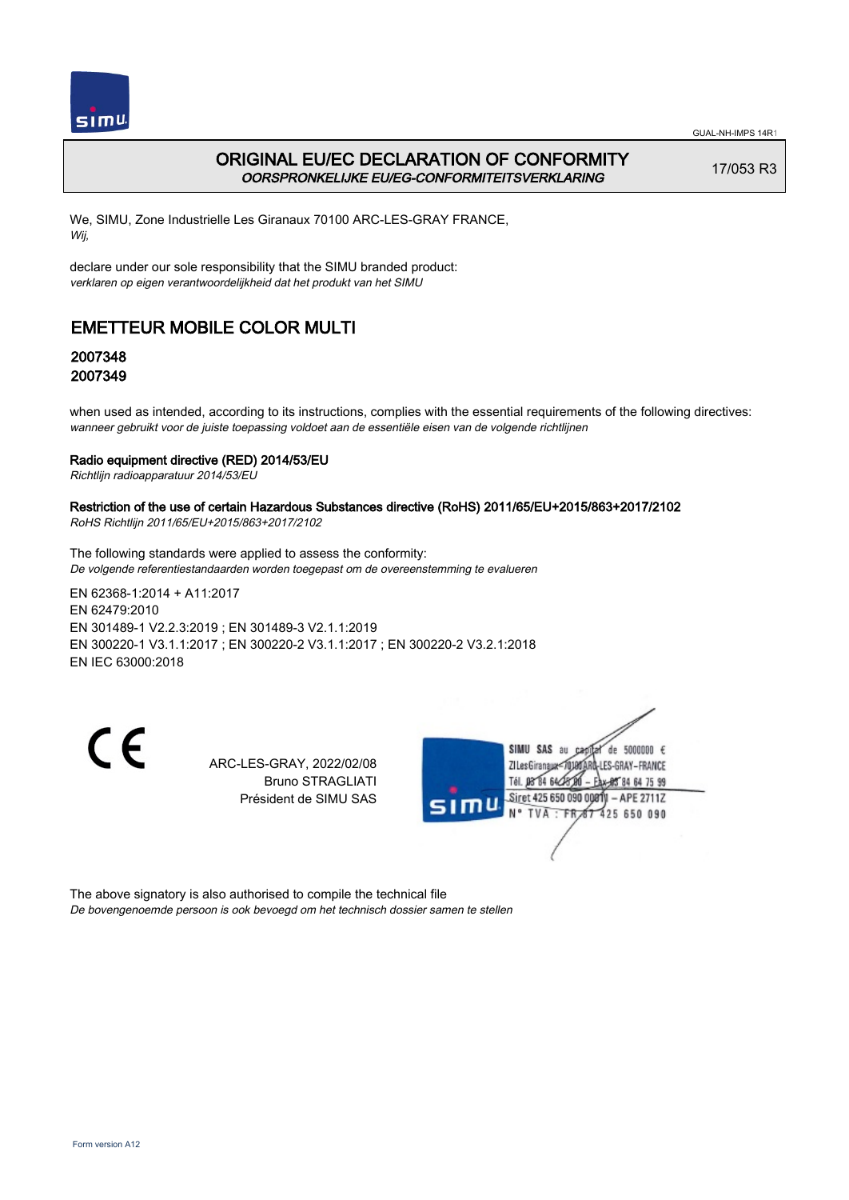# ORIGINAL EU/EC DECLARATION OF CONFORMITY
*OORSPRONKELIJKE EU/EG-CONFORMITEITSVERKLARING*

17/053 R3

We, SIMU, Zone Industrielle Les Giranaux 70100 ARC-LES-GRAY FRANCE,
*Wij,*

declare under our sole responsibility that the SIMU branded product:
*verklaren op eigen verantwoordelijkheid dat het produkt van het SIMU*

## EMETTEUR MOBILE COLOR MULTI

### 2007348
### 2007349

when used as intended, according to its instructions, complies with the essential requirements of the following directives:
*wanneer gebruikt voor de juiste toepassing voldoet aan de essentiële eisen van de volgende richtlijnen*

**Radio equipment directive (RED) 2014/53/EU**
*Richtlijn radioapparatuur 2014/53/EU*

**Restriction of the use of certain Hazardous Substances directive (RoHS) 2011/65/EU+2015/863+2017/2102**
*RoHS Richtlijn 2011/65/EU+2015/863+2017/2102*

The following standards were applied to assess the conformity:
*De volgende referentiestandaarden worden toegepast om de overeenstemming te evalueren*

EN 62368-1:2014 + A11:2017
EN 62479:2010
EN 301489-1 V2.2.3:2019 ; EN 301489-3 V2.1.1:2019
EN 300220-1 V3.1.1:2017 ; EN 300220-2 V3.1.1:2017 ; EN 300220-2 V3.2.1:2018
EN IEC 63000:2018

ARC-LES-GRAY, 2022/02/08
Bruno STRAGLIATI
Président de SIMU SAS

SIMU SAS au capital de 5000000 €
ZI Les Giranaux 70100 ARC-LES-GRAY-FRANCE
Tél. 03 84 64 75 00 – Fax 03 84 64 75 99
Siret 425 650 090 00811 – APE 2711Z
N° TVA : FR 87 425 650 090

The above signatory is also authorised to compile the technical file
*De bovengenoemde persoon is ook bevoegd om het technisch dossier samen te stellen*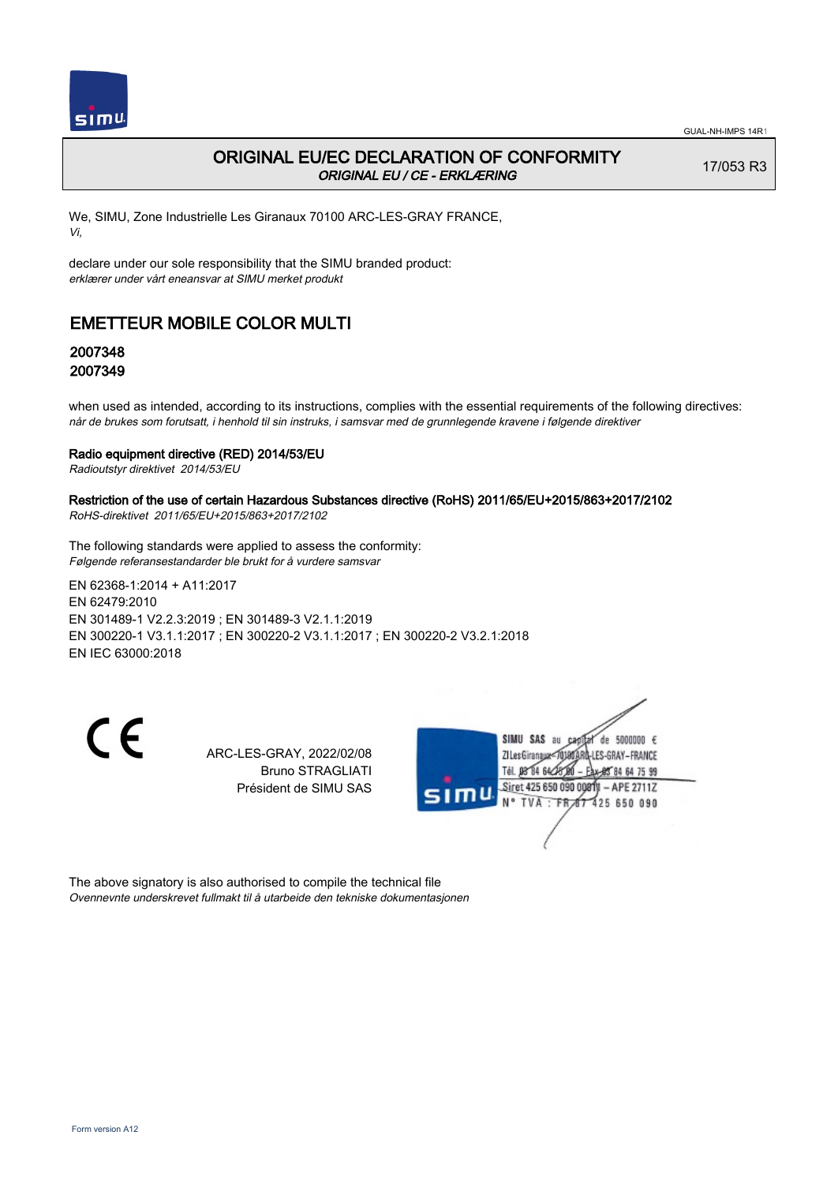# ORIGINAL EU/EC DECLARATION OF CONFORMITY

*ORIGINAL EU / CE - ERKLÆRING*

17/053 R3

We, SIMU, Zone Industrielle Les Giranaux 70100 ARC-LES-GRAY FRANCE,
*Vi,*

declare under our sole responsibility that the SIMU branded product:
*erklærer under vårt eneansvar at SIMU merket produkt*

## EMETTEUR MOBILE COLOR MULTI

### 2007348
### 2007349

when used as intended, according to its instructions, complies with the essential requirements of the following directives:
*når de brukes som forutsatt, i henhold til sin instruks, i samsvar med de grunnlegende kravene i følgende direktiver*

**Radio equipment directive (RED) 2014/53/EU**
*Radioutstyr direktivet 2014/53/EU*

**Restriction of the use of certain Hazardous Substances directive (RoHS) 2011/65/EU+2015/863+2017/2102**
*RoHS-direktivet 2011/65/EU+2015/863+2017/2102*

The following standards were applied to assess the conformity:
*Følgende referansestandarder ble brukt for å vurdere samsvar*

EN 62368-1:2014 + A11:2017
EN 62479:2010
EN 301489-1 V2.2.3:2019 ; EN 301489-3 V2.1.1:2019
EN 300220-1 V3.1.1:2017 ; EN 300220-2 V3.1.1:2017 ; EN 300220-2 V3.2.1:2018
EN IEC 63000:2018

CE

ARC-LES-GRAY, 2022/02/08
Bruno STRAGLIATI
Président de SIMU SAS

SIMU SAS au capital de 5000000 €
ZI Les Giranaux 70100 ARC-LES-GRAY-FRANCE
Tél. 03 84 64 75 00 – Fax 03 84 64 75 99
Siret 425 650 090 00811 – APE 2711Z
N° TVA : FR 67 425 650 090

The above signatory is also authorised to compile the technical file
*Ovennevnte underskrevet fullmakt til å utarbeide den tekniske dokumentasjonen*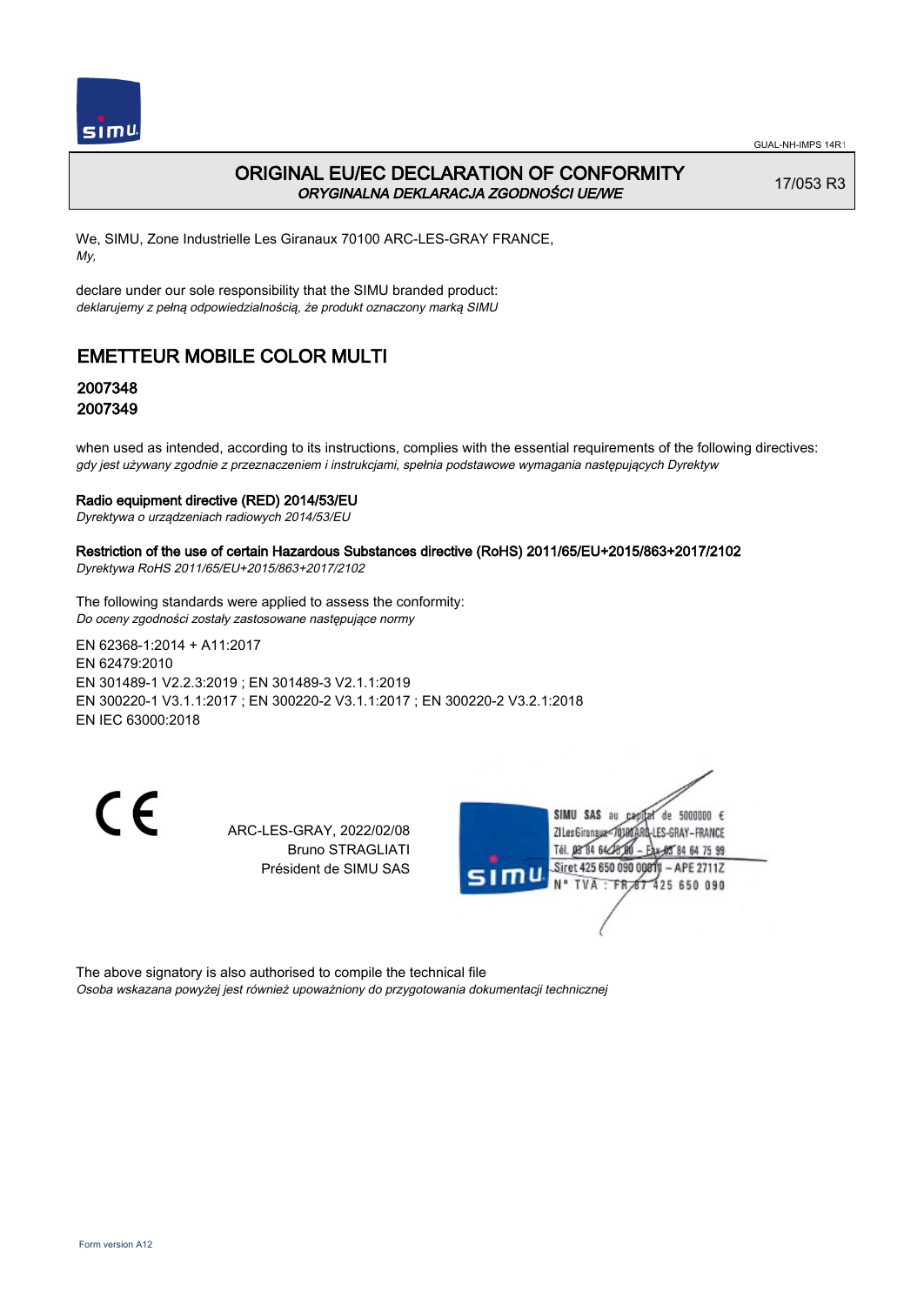GUAL-NH-IMPS 14R1

# ORIGINAL EU/EC DECLARATION OF CONFORMITY
*ORYGINALNA DEKLARACJA ZGODNOŚCI UE/WE*

17/053 R3

We, SIMU, Zone Industrielle Les Giranaux 70100 ARC-LES-GRAY FRANCE,
*My,*

declare under our sole responsibility that the SIMU branded product:
*deklarujemy z pełną odpowiedzialnością, że produkt oznaczony marką SIMU*

## EMETTEUR MOBILE COLOR MULTI

### 2007348
### 2007349

when used as intended, according to its instructions, complies with the essential requirements of the following directives:
*gdy jest używany zgodnie z przeznaczeniem i instrukcjami, spełnia podstawowe wymagania następujących Dyrektyw*

**Radio equipment directive (RED) 2014/53/EU**
*Dyrektywa o urządzeniach radiowych 2014/53/EU*

**Restriction of the use of certain Hazardous Substances directive (RoHS) 2011/65/EU+2015/863+2017/2102**
*Dyrektywa RoHS 2011/65/EU+2015/863+2017/2102*

The following standards were applied to assess the conformity:
*Do oceny zgodności zostały zastosowane następujące normy*

EN 62368-1:2014 + A11:2017
EN 62479:2010
EN 301489-1 V2.2.3:2019 ; EN 301489-3 V2.1.1:2019
EN 300220-1 V3.1.1:2017 ; EN 300220-2 V3.1.1:2017 ; EN 300220-2 V3.2.1:2018
EN IEC 63000:2018

CE

ARC-LES-GRAY, 2022/02/08
Bruno STRAGLIATI
Président de SIMU SAS

SIMU SAS au capital de 5000000 €
ZI Les Giranaux 70100 ARC-LES-GRAY-FRANCE
Tél. 03 84 64 75 00 – Fax 03 84 64 75 99
Siret 425 650 090 00811 – APE 2711Z
N° TVA : FR 87 425 650 090

The above signatory is also authorised to compile the technical file
*Osoba wskazana powyżej jest również upoważniony do przygotowania dokumentacji technicznej*

Form version A12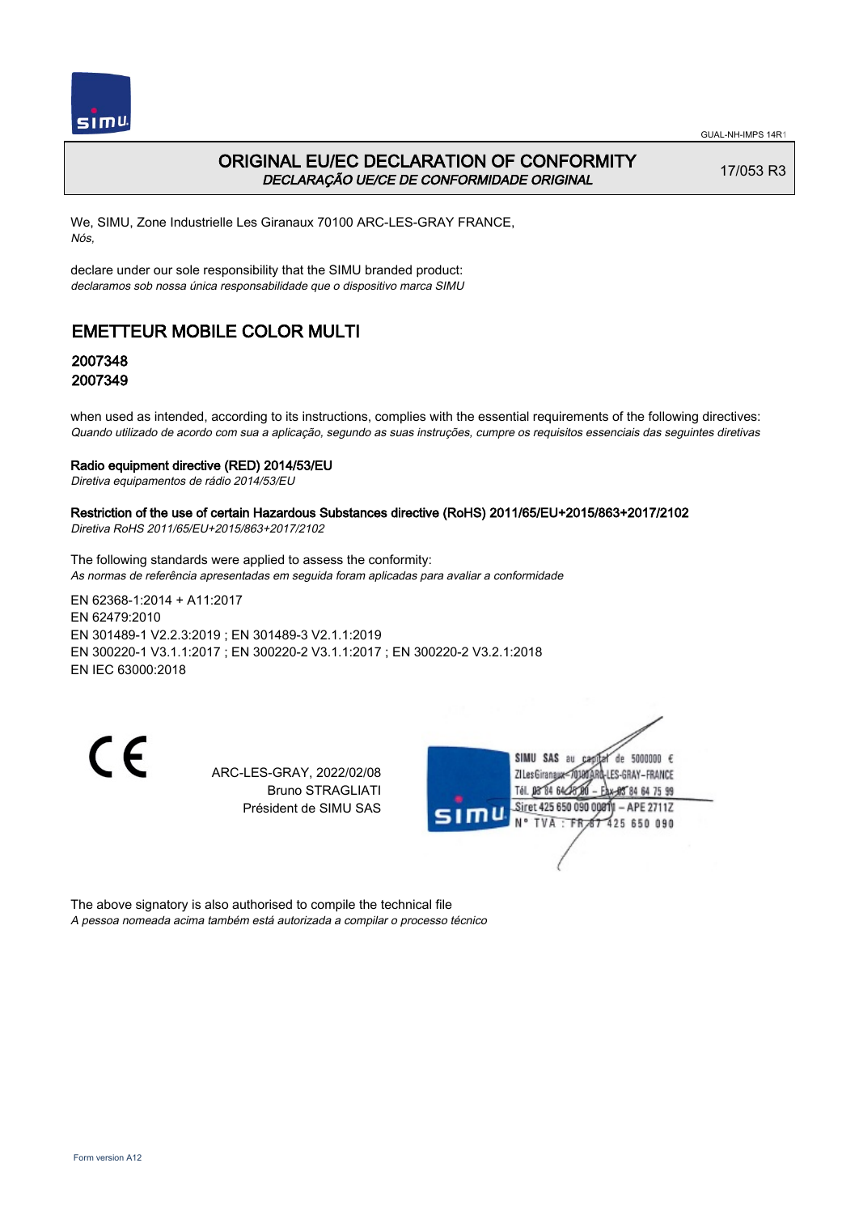# ORIGINAL EU/EC DECLARATION OF CONFORMITY
*DECLARAÇÃO UE/CE DE CONFORMIDADE ORIGINAL*

17/053 R3

We, SIMU, Zone Industrielle Les Giranaux 70100 ARC-LES-GRAY FRANCE,
*Nós,*

declare under our sole responsibility that the SIMU branded product:
*declaramos sob nossa única responsabilidade que o dispositivo marca SIMU*

## EMETTEUR MOBILE COLOR MULTI

### 2007348
### 2007349

when used as intended, according to its instructions, complies with the essential requirements of the following directives:
*Quando utilizado de acordo com sua a aplicação, segundo as suas instruções, cumpre os requisitos essenciais das seguintes diretivas*

**Radio equipment directive (RED) 2014/53/EU**
*Diretiva equipamentos de rádio 2014/53/EU*

**Restriction of the use of certain Hazardous Substances directive (RoHS) 2011/65/EU+2015/863+2017/2102**
*Diretiva RoHS 2011/65/EU+2015/863+2017/2102*

The following standards were applied to assess the conformity:
*As normas de referência apresentadas em seguida foram aplicadas para avaliar a conformidade*

EN 62368-1:2014 + A11:2017
EN 62479:2010
EN 301489-1 V2.2.3:2019 ; EN 301489-3 V2.1.1:2019
EN 300220-1 V3.1.1:2017 ; EN 300220-2 V3.1.1:2017 ; EN 300220-2 V3.2.1:2018
EN IEC 63000:2018

CE

ARC-LES-GRAY, 2022/02/08
Bruno STRAGLIATI
Président de SIMU SAS

SIMU SAS au capital de 5000000 €
ZI Les Giranaux 70100 ARC-LES-GRAY-FRANCE
Tél. 03 84 64 75 00 – Fax 03 84 64 75 99
Siret 425 650 090 00811 – APE 2711Z
N° TVA : FR 67 425 650 090

The above signatory is also authorised to compile the technical file
*A pessoa nomeada acima também está autorizada a compilar o processo técnico*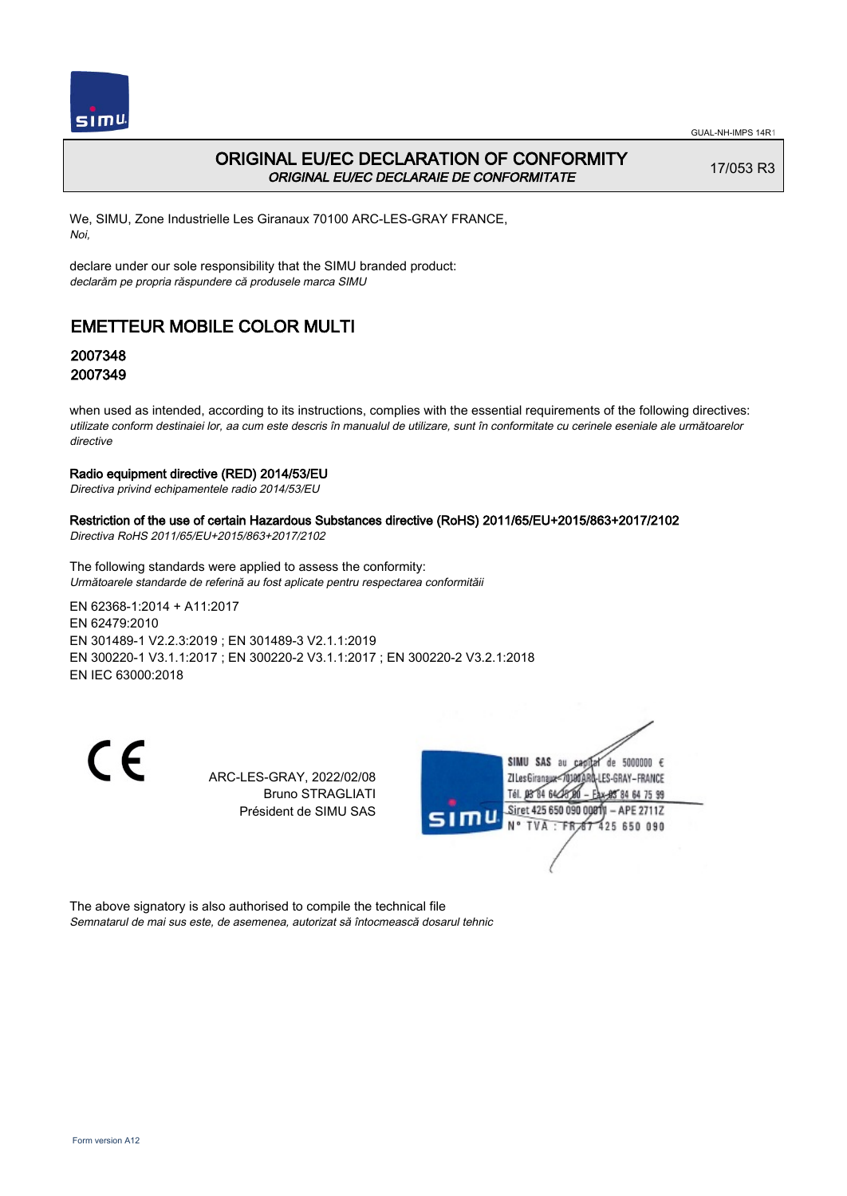# ORIGINAL EU/EC DECLARATION OF CONFORMITY

*ORIGINAL EU/EC DECLARAIE DE CONFORMITATE*

17/053 R3

We, SIMU, Zone Industrielle Les Giranaux 70100 ARC-LES-GRAY FRANCE,
*Noi,*

declare under our sole responsibility that the SIMU branded product:
*declarăm pe propria răspundere că produsele marca SIMU*

## EMETTEUR MOBILE COLOR MULTI

### 2007348
### 2007349

when used as intended, according to its instructions, complies with the essential requirements of the following directives:
*utilizate conform destinaiei lor, aa cum este descris în manualul de utilizare, sunt în conformitate cu cerinele eseniale ale următoarelor directive*

**Radio equipment directive (RED) 2014/53/EU**
*Directiva privind echipamentele radio 2014/53/EU*

**Restriction of the use of certain Hazardous Substances directive (RoHS) 2011/65/EU+2015/863+2017/2102**
*Directiva RoHS 2011/65/EU+2015/863+2017/2102*

The following standards were applied to assess the conformity:
*Următoarele standarde de referină au fost aplicate pentru respectarea conformităii*

EN 62368-1:2014 + A11:2017
EN 62479:2010
EN 301489-1 V2.2.3:2019 ; EN 301489-3 V2.1.1:2019
EN 300220-1 V3.1.1:2017 ; EN 300220-2 V3.1.1:2017 ; EN 300220-2 V3.2.1:2018
EN IEC 63000:2018

CE

ARC-LES-GRAY, 2022/02/08
Bruno STRAGLIATI
Président de SIMU SAS

SIMU SAS au capital de 5000000 €
ZI Les Giranaux 70100 ARC-LES-GRAY-FRANCE
Tél. 03 84 64 75 00 – Fax 03 84 64 75 99
Siret 425 650 090 00011 – APE 2711Z
N° TVA : FR 87 425 650 090

The above signatory is also authorised to compile the technical file
*Semnatarul de mai sus este, de asemenea, autorizat să întocmească dosarul tehnic*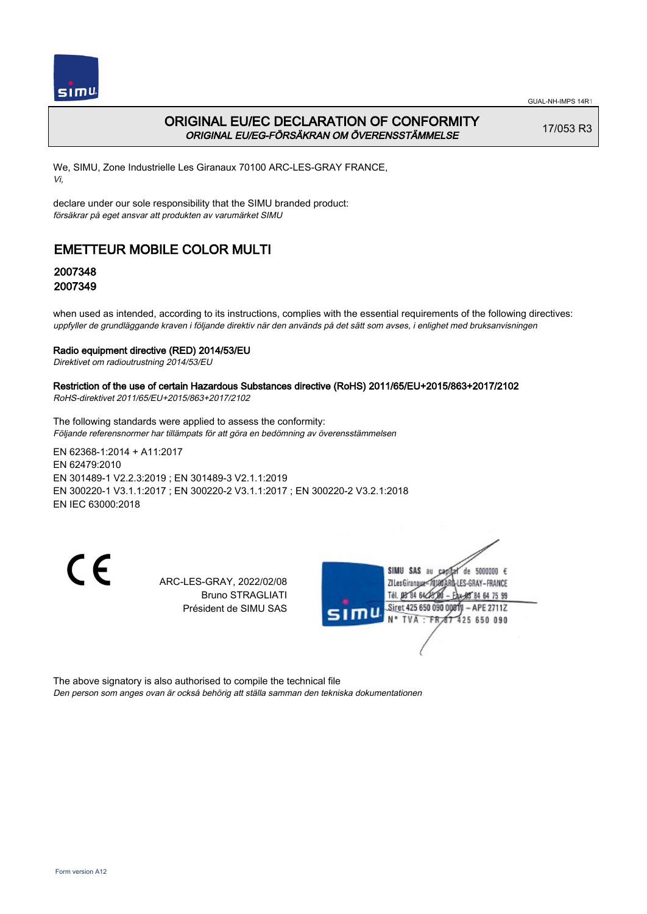GUAL-NH-IMPS 14R1

# ORIGINAL EU/EC DECLARATION OF CONFORMITY
*ORIGINAL EU/EG-FÖRSÄKRAN OM ÖVERENSSTÄMMELSE*

17/053 R3

We, SIMU, Zone Industrielle Les Giranaux 70100 ARC-LES-GRAY FRANCE,
*Vi,*

declare under our sole responsibility that the SIMU branded product:
*försäkrar på eget ansvar att produkten av varumärket SIMU*

## EMETTEUR MOBILE COLOR MULTI

### 2007348
### 2007349

when used as intended, according to its instructions, complies with the essential requirements of the following directives:
*uppfyller de grundläggande kraven i följande direktiv när den används på det sätt som avses, i enlighet med bruksanvisningen*

**Radio equipment directive (RED) 2014/53/EU**
*Direktivet om radioutrustning 2014/53/EU*

**Restriction of the use of certain Hazardous Substances directive (RoHS) 2011/65/EU+2015/863+2017/2102**
*RoHS-direktivet 2011/65/EU+2015/863+2017/2102*

The following standards were applied to assess the conformity:
*Följande referensnormer har tillämpats för att göra en bedömning av överensstämmelsen*

EN 62368-1:2014 + A11:2017
EN 62479:2010
EN 301489-1 V2.2.3:2019 ; EN 301489-3 V2.1.1:2019
EN 300220-1 V3.1.1:2017 ; EN 300220-2 V3.1.1:2017 ; EN 300220-2 V3.2.1:2018
EN IEC 63000:2018

CE

ARC-LES-GRAY, 2022/02/08
Bruno STRAGLIATI
Président de SIMU SAS

SIMU SAS au capital de 5000000 €
ZI Les Giranaux 70100 ARC-LES-GRAY-FRANCE
Tél. 03 84 64 75 00 – Fax 03 84 64 75 99
Siret 425 650 090 00011 – APE 2711Z
N° TVA : FR 67 425 650 090

The above signatory is also authorised to compile the technical file
*Den person som anges ovan är också behörig att ställa samman den tekniska dokumentationen*

Form version A12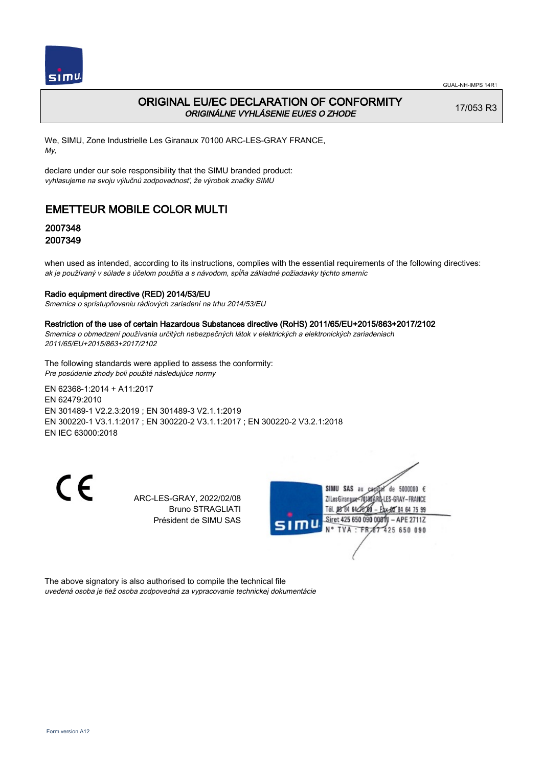# ORIGINAL EU/EC DECLARATION OF CONFORMITY

*ORIGINÁLNE VYHLÁSENIE EU/ES O ZHODE*

17/053 R3

We, SIMU, Zone Industrielle Les Giranaux 70100 ARC-LES-GRAY FRANCE,
*My,*

declare under our sole responsibility that the SIMU branded product:
*vyhlasujeme na svoju výlučnú zodpovednosť, že výrobok značky SIMU*

## EMETTEUR MOBILE COLOR MULTI

### 2007348
### 2007349

when used as intended, according to its instructions, complies with the essential requirements of the following directives:
*ak je používaný v súlade s účelom použitia a s návodom, spĺňa základné požiadavky týchto smerníc*

**Radio equipment directive (RED) 2014/53/EU**
*Smernica o sprístupňovaniu rádiových zariadení na trhu 2014/53/EU*

**Restriction of the use of certain Hazardous Substances directive (RoHS) 2011/65/EU+2015/863+2017/2102**
*Smernica o obmedzení používania určitých nebezpečných látok v elektrických a elektronických zariadeniach 2011/65/EU+2015/863+2017/2102*

The following standards were applied to assess the conformity:
*Pre posúdenie zhody boli použité následujúce normy*

EN 62368-1:2014 + A11:2017
EN 62479:2010
EN 301489-1 V2.2.3:2019 ; EN 301489-3 V2.1.1:2019
EN 300220-1 V3.1.1:2017 ; EN 300220-2 V3.1.1:2017 ; EN 300220-2 V3.2.1:2018
EN IEC 63000:2018

ARC-LES-GRAY, 2022/02/08
Bruno STRAGLIATI
Président de SIMU SAS

SIMU SAS au capital de 5000000 €
ZI Les Giranaux 70100 ARC-LES-GRAY-FRANCE
Tél. 03 84 64 75 00 – Fax 03 84 64 75 99
Siret 425 650 090 00811 – APE 2711Z
N° TVA : FR 87 425 650 090

The above signatory is also authorised to compile the technical file
*uvedená osoba je tiež osoba zodpovedná za vypracovanie technickej dokumentácie*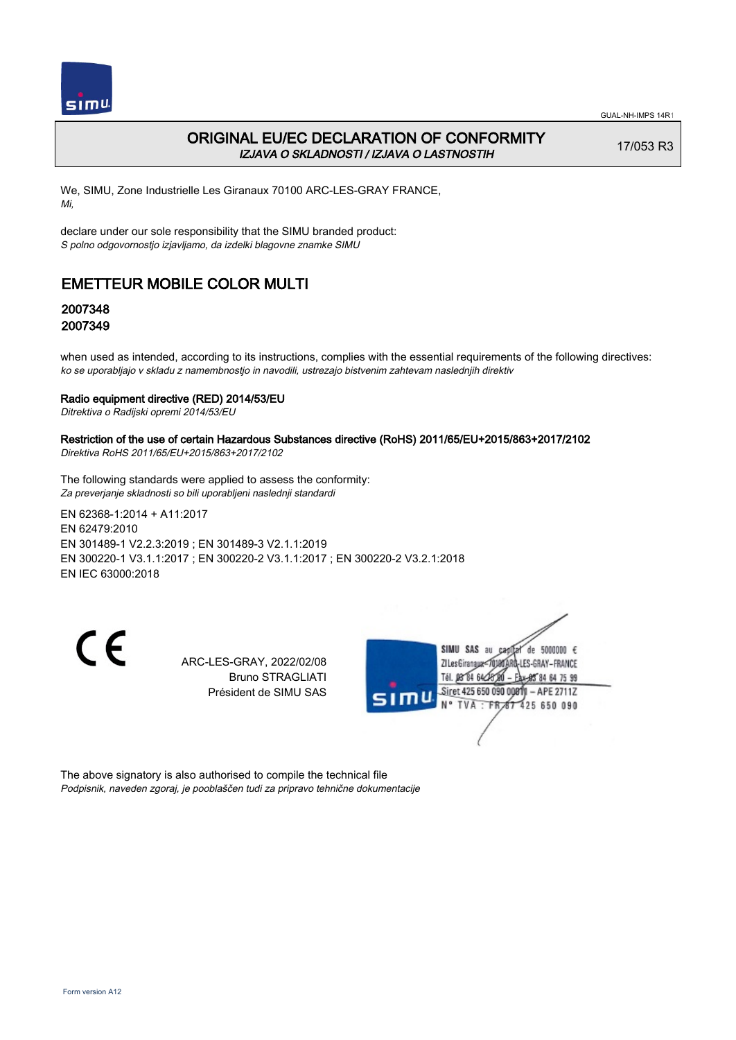# ORIGINAL EU/EC DECLARATION OF CONFORMITY

*IZJAVA O SKLADNOSTI / IZJAVA O LASTNOSTIH*

17/053 R3

We, SIMU, Zone Industrielle Les Giranaux 70100 ARC-LES-GRAY FRANCE,
*Mi,*

declare under our sole responsibility that the SIMU branded product:
*S polno odgovornostjo izjavljamo, da izdelki blagovne znamke SIMU*

## EMETTEUR MOBILE COLOR MULTI

### 2007348
### 2007349

when used as intended, according to its instructions, complies with the essential requirements of the following directives:
*ko se uporabljajo v skladu z namembnostjo in navodili, ustrezajo bistvenim zahtevam naslednjih direktiv*

**Radio equipment directive (RED) 2014/53/EU**
*Ditrektiva o Radijski opremi 2014/53/EU*

**Restriction of the use of certain Hazardous Substances directive (RoHS) 2011/65/EU+2015/863+2017/2102**
*Direktiva RoHS 2011/65/EU+2015/863+2017/2102*

The following standards were applied to assess the conformity:
*Za preverjanje skladnosti so bili uporabljeni naslednji standardi*

EN 62368-1:2014 + A11:2017
EN 62479:2010
EN 301489-1 V2.2.3:2019 ; EN 301489-3 V2.1.1:2019
EN 300220-1 V3.1.1:2017 ; EN 300220-2 V3.1.1:2017 ; EN 300220-2 V3.2.1:2018
EN IEC 63000:2018

CE

ARC-LES-GRAY, 2022/02/08
Bruno STRAGLIATI
Président de SIMU SAS

SIMU SAS au capital de 5000000 €
ZI Les Giranaux 70100 ARC-LES-GRAY-FRANCE
Tél. 03 84 64 75 00 – Fax 03 84 64 75 99
Siret 425 650 090 00011 – APE 2711Z
N° TVA : FR 87 425 650 090

The above signatory is also authorised to compile the technical file
*Podpisnik, naveden zgoraj, je pooblaščen tudi za pripravo tehnične dokumentacije*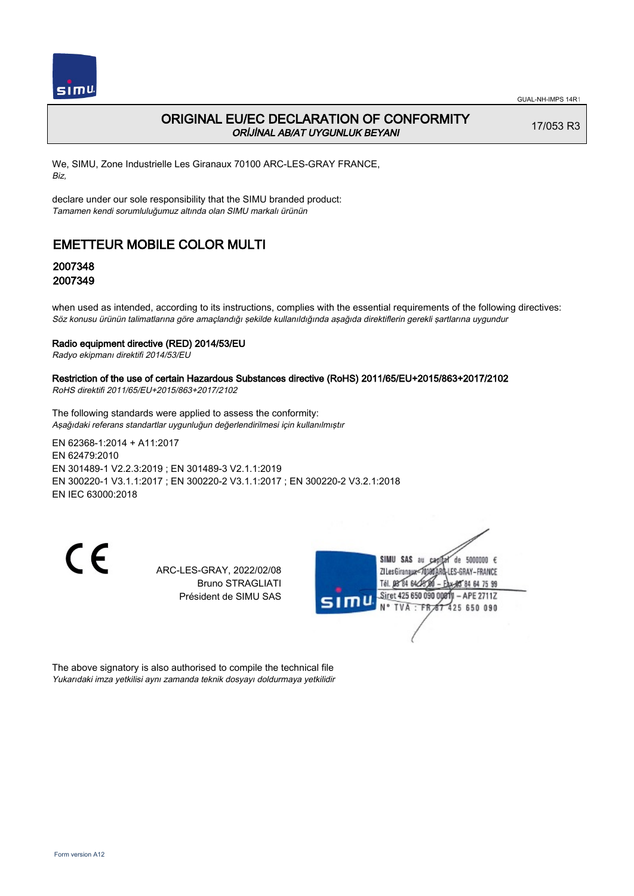# ORIGINAL EU/EC DECLARATION OF CONFORMITY
*ORİJİNAL AB/AT UYGUNLUK BEYANI*

17/053 R3

We, SIMU, Zone Industrielle Les Giranaux 70100 ARC-LES-GRAY FRANCE,
*Biz,*

declare under our sole responsibility that the SIMU branded product:
*Tamamen kendi sorumluluğumuz altında olan SIMU markalı ürünün*

## EMETTEUR MOBILE COLOR MULTI

**2007348**
**2007349**

when used as intended, according to its instructions, complies with the essential requirements of the following directives:
*Söz konusu ürünün talimatlarına göre amaçlandığı şekilde kullanıldığında aşağıda direktiflerin gerekli şartlarına uygundur*

**Radio equipment directive (RED) 2014/53/EU**
*Radyo ekipmanı direktifi 2014/53/EU*

**Restriction of the use of certain Hazardous Substances directive (RoHS) 2011/65/EU+2015/863+2017/2102**
*RoHS direktifi 2011/65/EU+2015/863+2017/2102*

The following standards were applied to assess the conformity:
*Aşağıdaki referans standartlar uygunluğun değerlendirilmesi için kullanılmıştır*

EN 62368-1:2014 + A11:2017
EN 62479:2010
EN 301489-1 V2.2.3:2019 ; EN 301489-3 V2.1.1:2019
EN 300220-1 V3.1.1:2017 ; EN 300220-2 V3.1.1:2017 ; EN 300220-2 V3.2.1:2018
EN IEC 63000:2018

CE

ARC-LES-GRAY, 2022/02/08
Bruno STRAGLIATI
Président de SIMU SAS

SIMU SAS au capital de 5000000 €
ZI Les Giranaux 70100 ARC-LES-GRAY-FRANCE
Tél. 03 84 64 75 00 – Fax 03 84 64 75 99
Siret 425 650 090 00011 – APE 2711Z
N° TVA : FR 67 425 650 090

The above signatory is also authorised to compile the technical file
*Yukarıdaki imza yetkilisi aynı zamanda teknik dosyayı doldurmaya yetkilidir*